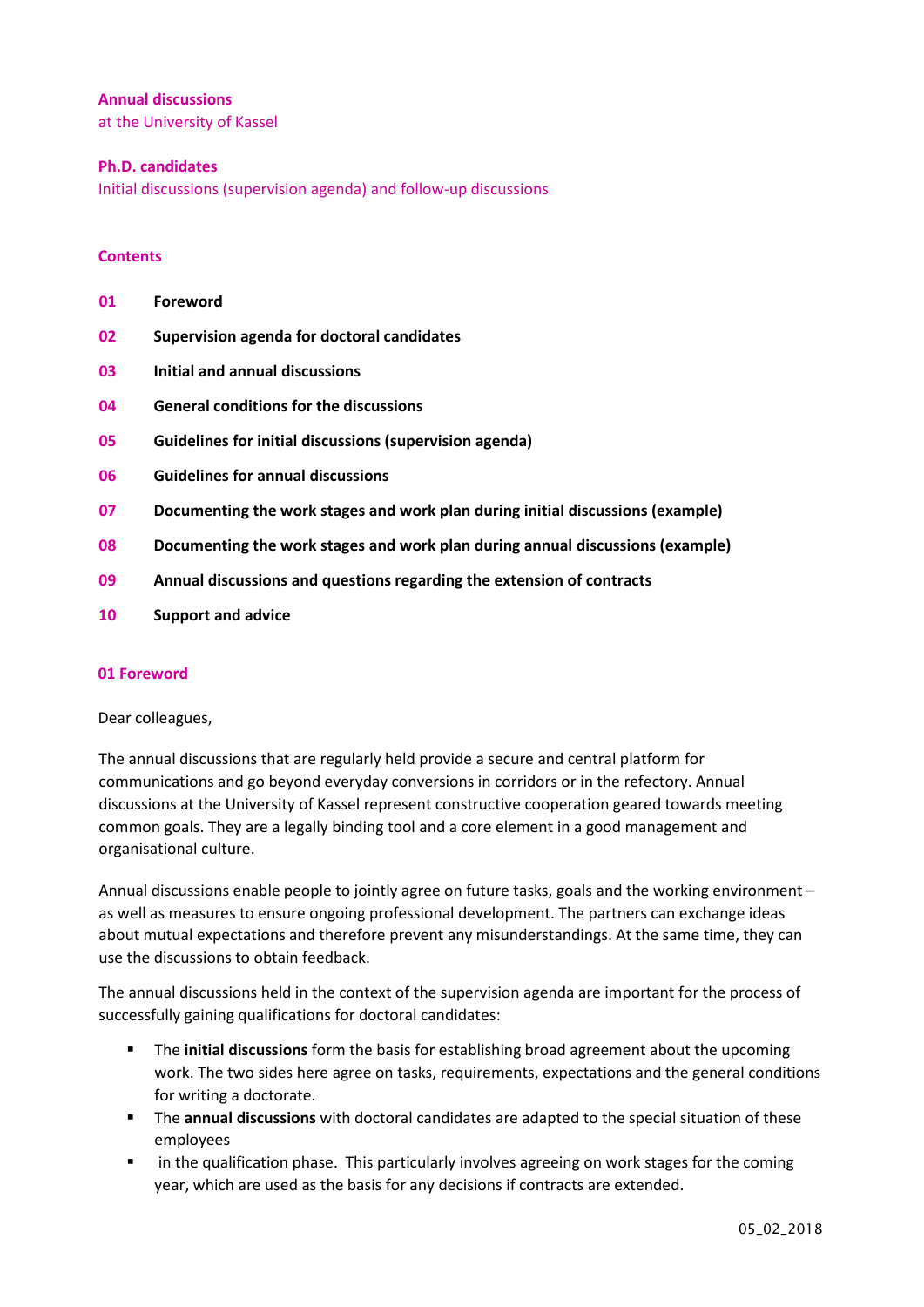**Annual discussions**
at the University of Kassel

**Ph.D. candidates**
Initial discussions (supervision agenda) and follow-up discussions

**Contents**

| | |
|---|---|
| 01 | **Foreword** |
| 02 | **Supervision agenda for doctoral candidates** |
| 03 | **Initial and annual discussions** |
| 04 | **General conditions for the discussions** |
| 05 | **Guidelines for initial discussions (supervision agenda)** |
| 06 | **Guidelines for annual discussions** |
| 07 | **Documenting the work stages and work plan during initial discussions (example)** |
| 08 | **Documenting the work stages and work plan during annual discussions (example)** |
| 09 | **Annual discussions and questions regarding the extension of contracts** |
| 10 | **Support and advice** |

## 01 Foreword

Dear colleagues,

The annual discussions that are regularly held provide a secure and central platform for communications and go beyond everyday conversions in corridors or in the refectory. Annual discussions at the University of Kassel represent constructive cooperation geared towards meeting common goals. They are a legally binding tool and a core element in a good management and organisational culture.

Annual discussions enable people to jointly agree on future tasks, goals and the working environment – as well as measures to ensure ongoing professional development. The partners can exchange ideas about mutual expectations and therefore prevent any misunderstandings. At the same time, they can use the discussions to obtain feedback.

The annual discussions held in the context of the supervision agenda are important for the process of successfully gaining qualifications for doctoral candidates:

- The **initial discussions** form the basis for establishing broad agreement about the upcoming work. The two sides here agree on tasks, requirements, expectations and the general conditions for writing a doctorate.
- The **annual discussions** with doctoral candidates are adapted to the special situation of these employees
- in the qualification phase. This particularly involves agreeing on work stages for the coming year, which are used as the basis for any decisions if contracts are extended.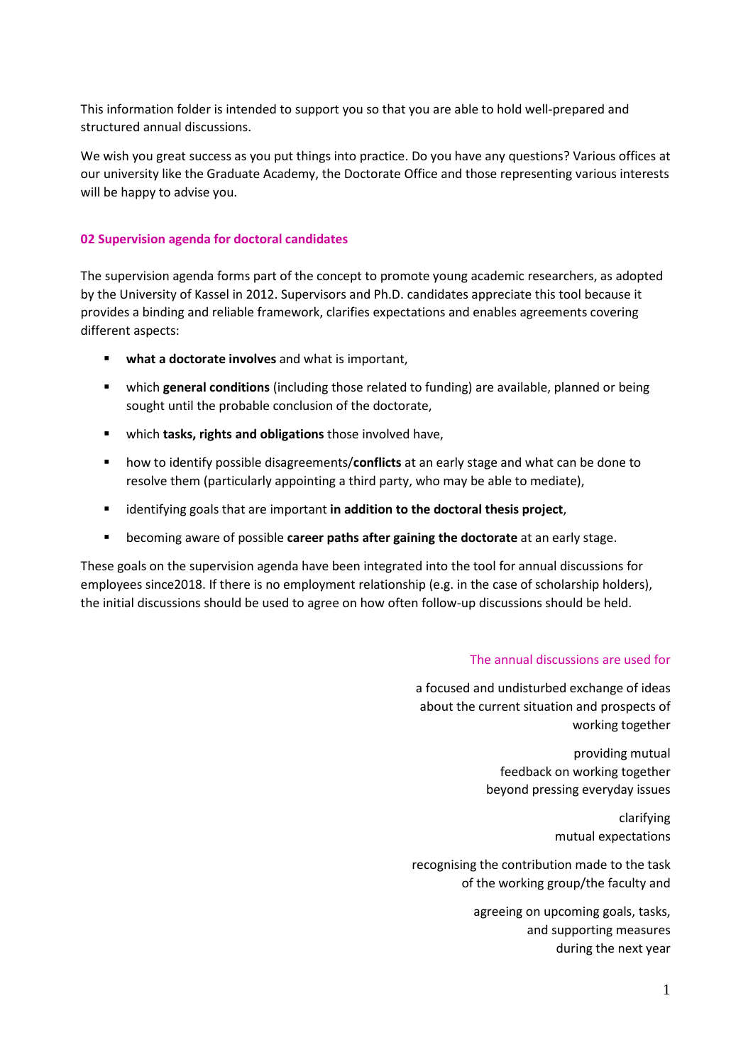This information folder is intended to support you so that you are able to hold well-prepared and structured annual discussions.

We wish you great success as you put things into practice. Do you have any questions? Various offices at our university like the Graduate Academy, the Doctorate Office and those representing various interests will be happy to advise you.

## 02 Supervision agenda for doctoral candidates

The supervision agenda forms part of the concept to promote young academic researchers, as adopted by the University of Kassel in 2012. Supervisors and Ph.D. candidates appreciate this tool because it provides a binding and reliable framework, clarifies expectations and enables agreements covering different aspects:

- **what a doctorate involves** and what is important,
- which **general conditions** (including those related to funding) are available, planned or being sought until the probable conclusion of the doctorate,
- which **tasks, rights and obligations** those involved have,
- how to identify possible disagreements/**conflicts** at an early stage and what can be done to resolve them (particularly appointing a third party, who may be able to mediate),
- identifying goals that are important **in addition to the doctoral thesis project**,
- becoming aware of possible **career paths after gaining the doctorate** at an early stage.

These goals on the supervision agenda have been integrated into the tool for annual discussions for employees since2018. If there is no employment relationship (e.g. in the case of scholarship holders), the initial discussions should be used to agree on how often follow-up discussions should be held.

The annual discussions are used for

a focused and undisturbed exchange of ideas about the current situation and prospects of working together

providing mutual feedback on working together beyond pressing everyday issues

clarifying mutual expectations

recognising the contribution made to the task of the working group/the faculty and

agreeing on upcoming goals, tasks, and supporting measures during the next year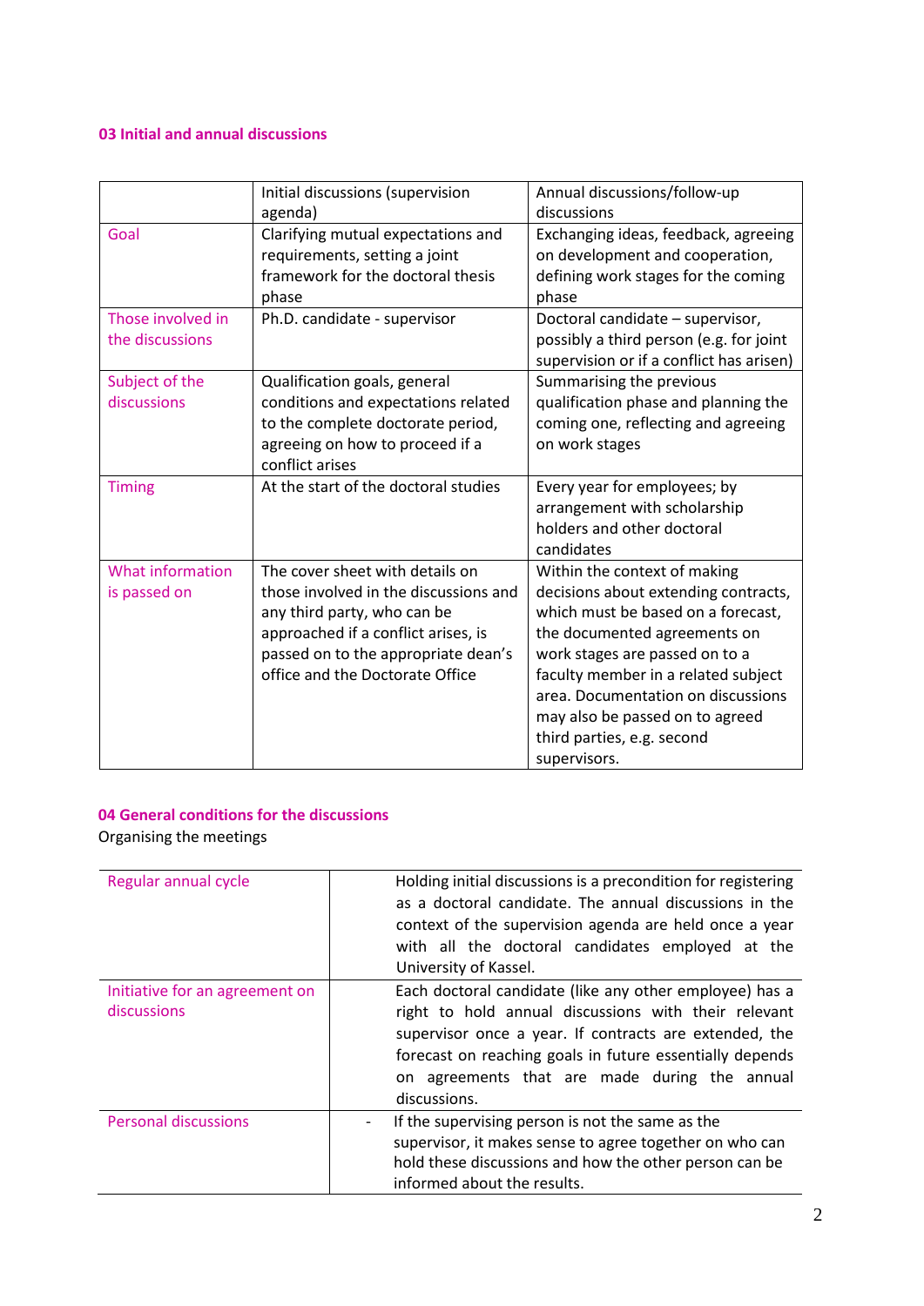### 03 Initial and annual discussions

| | Initial discussions (supervision agenda) | Annual discussions/follow-up discussions |
|---|---|---|
| Goal | Clarifying mutual expectations and requirements, setting a joint framework for the doctoral thesis phase | Exchanging ideas, feedback, agreeing on development and cooperation, defining work stages for the coming phase |
| Those involved in the discussions | Ph.D. candidate - supervisor | Doctoral candidate – supervisor, possibly a third person (e.g. for joint supervision or if a conflict has arisen) |
| Subject of the discussions | Qualification goals, general conditions and expectations related to the complete doctorate period, agreeing on how to proceed if a conflict arises | Summarising the previous qualification phase and planning the coming one, reflecting and agreeing on work stages |
| Timing | At the start of the doctoral studies | Every year for employees; by arrangement with scholarship holders and other doctoral candidates |
| What information is passed on | The cover sheet with details on those involved in the discussions and any third party, who can be approached if a conflict arises, is passed on to the appropriate dean's office and the Doctorate Office | Within the context of making decisions about extending contracts, which must be based on a forecast, the documented agreements on work stages are passed on to a faculty member in a related subject area. Documentation on discussions may also be passed on to agreed third parties, e.g. second supervisors. |

### 04 General conditions for the discussions

Organising the meetings

| | |
|---|---|
| Regular annual cycle | Holding initial discussions is a precondition for registering as a doctoral candidate. The annual discussions in the context of the supervision agenda are held once a year with all the doctoral candidates employed at the University of Kassel. |
| Initiative for an agreement on discussions | Each doctoral candidate (like any other employee) has a right to hold annual discussions with their relevant supervisor once a year. If contracts are extended, the forecast on reaching goals in future essentially depends on agreements that are made during the annual discussions. |
| Personal discussions | - If the supervising person is not the same as the supervisor, it makes sense to agree together on who can hold these discussions and how the other person can be informed about the results. |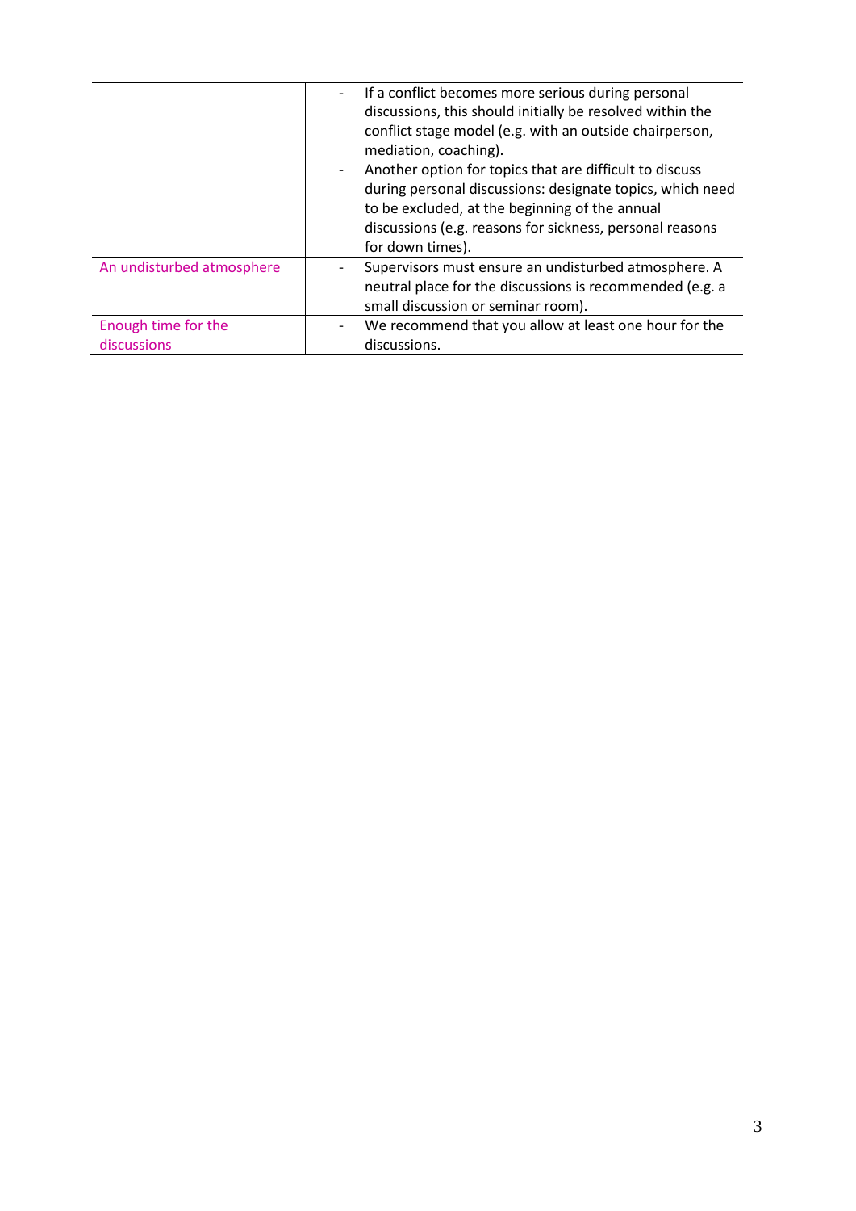| | |
|---|---|
| | - If a conflict becomes more serious during personal discussions, this should initially be resolved within the conflict stage model (e.g. with an outside chairperson, mediation, coaching).<br>- Another option for topics that are difficult to discuss during personal discussions: designate topics, which need to be excluded, at the beginning of the annual discussions (e.g. reasons for sickness, personal reasons for down times). |
| An undisturbed atmosphere | - Supervisors must ensure an undisturbed atmosphere. A neutral place for the discussions is recommended (e.g. a small discussion or seminar room). |
| Enough time for the discussions | - We recommend that you allow at least one hour for the discussions. |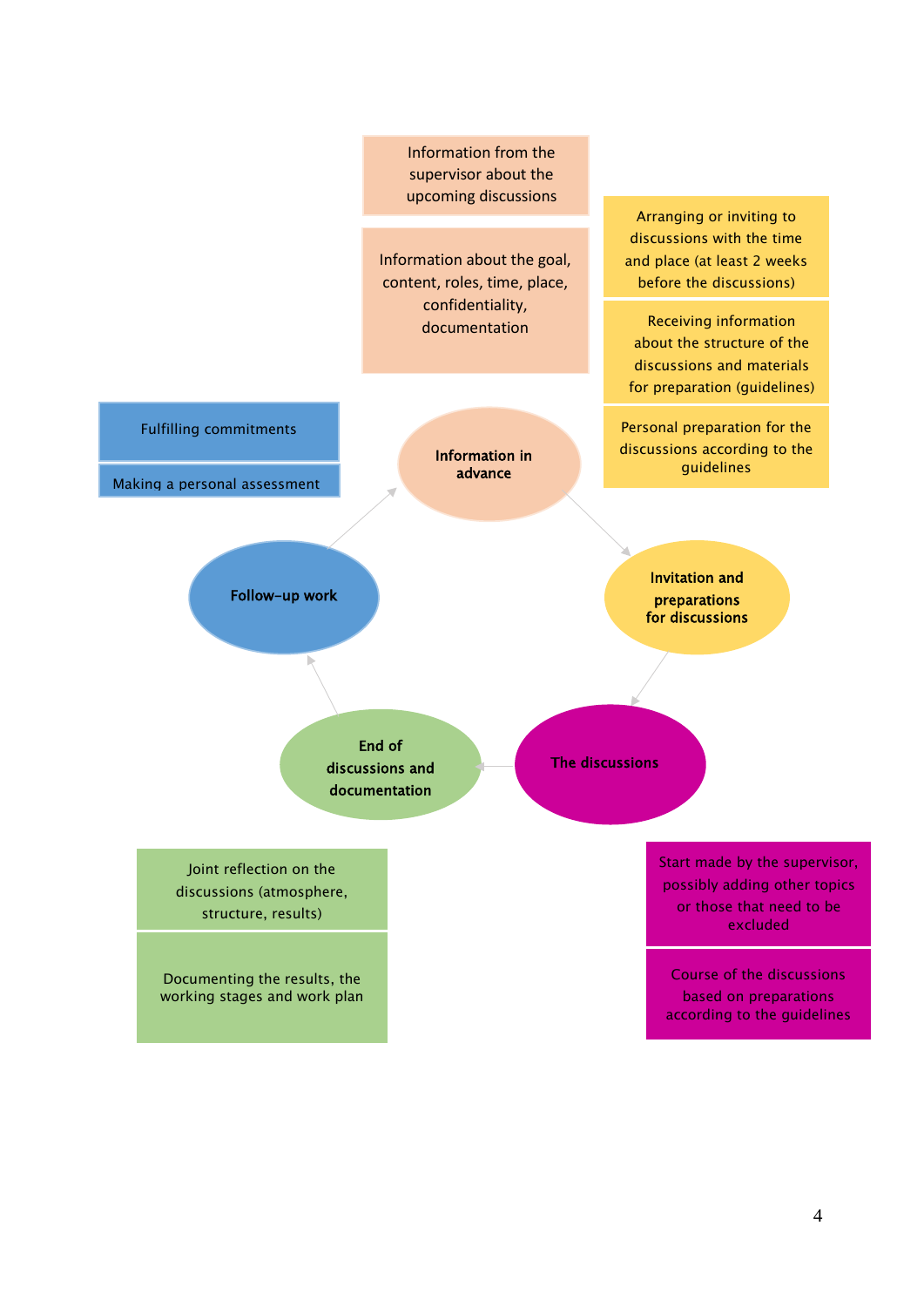**Information in advance**

- Information from the supervisor about the upcoming discussions
- Information about the goal, content, roles, time, place, confidentiality, documentation

**Invitation and preparations for discussions**

- Arranging or inviting to discussions with the time and place (at least 2 weeks before the discussions)
- Receiving information about the structure of the discussions and materials for preparation (guidelines)
- Personal preparation for the discussions according to the guidelines

**The discussions**

- Start made by the supervisor, possibly adding other topics or those that need to be excluded
- Course of the discussions based on preparations according to the guidelines

**End of discussions and documentation**

- Joint reflection on the discussions (atmosphere, structure, results)
- Documenting the results, the working stages and work plan

**Follow-up work**

- Fulfilling commitments
- Making a personal assessment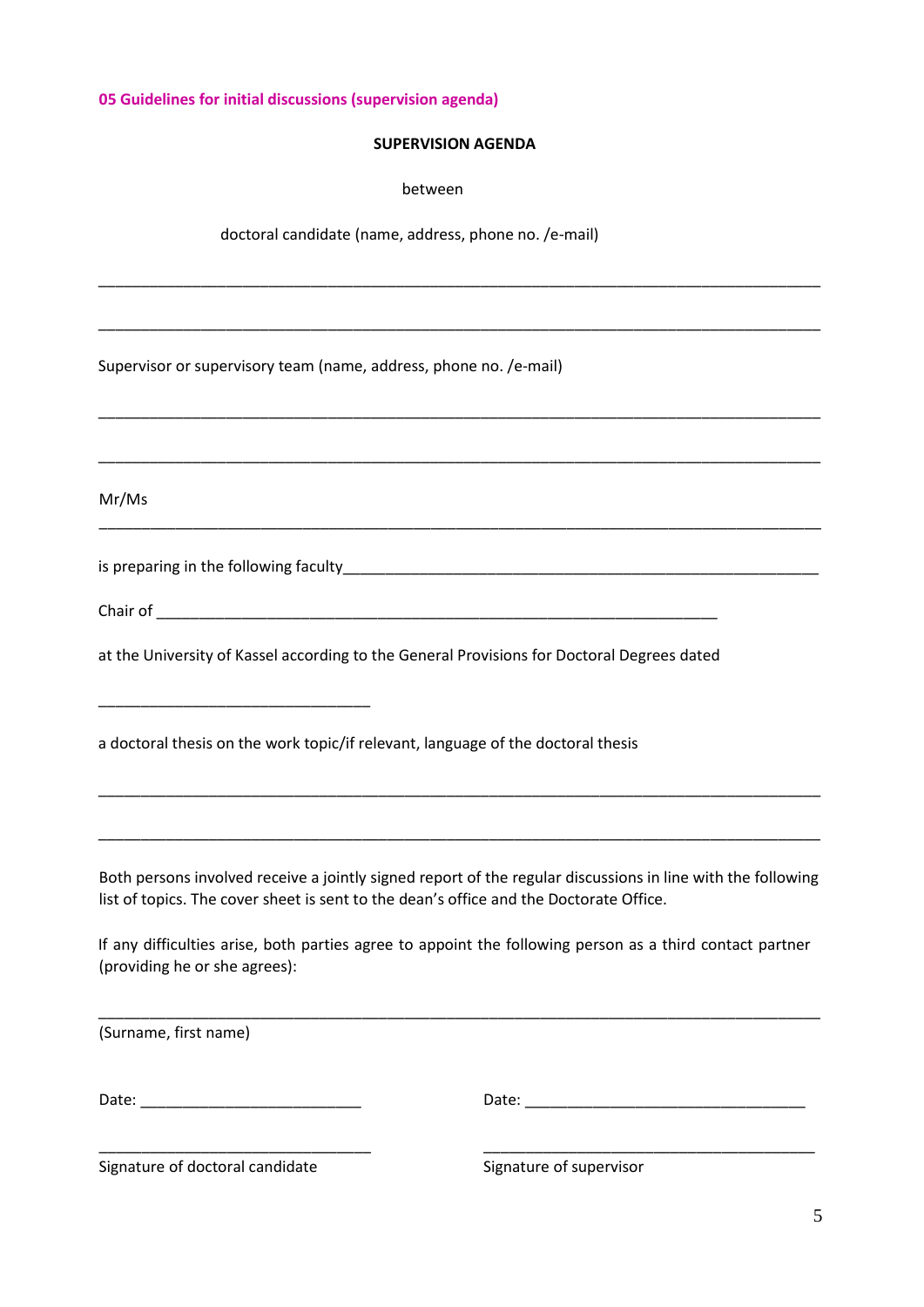**05 Guidelines for initial discussions (supervision agenda)**

**SUPERVISION AGENDA**

between

doctoral candidate (name, address, phone no. /e-mail)

\_\_\_\_\_\_\_\_\_\_\_\_\_\_\_\_\_\_\_\_\_\_\_\_\_\_\_\_\_\_\_\_\_\_\_\_\_\_\_\_\_\_\_\_\_\_\_\_\_\_\_\_\_\_\_\_\_\_\_\_\_\_\_\_\_\_\_\_\_\_\_\_\_\_\_\_\_\_

\_\_\_\_\_\_\_\_\_\_\_\_\_\_\_\_\_\_\_\_\_\_\_\_\_\_\_\_\_\_\_\_\_\_\_\_\_\_\_\_\_\_\_\_\_\_\_\_\_\_\_\_\_\_\_\_\_\_\_\_\_\_\_\_\_\_\_\_\_\_\_\_\_\_\_\_\_\_

Supervisor or supervisory team (name, address, phone no. /e-mail)

\_\_\_\_\_\_\_\_\_\_\_\_\_\_\_\_\_\_\_\_\_\_\_\_\_\_\_\_\_\_\_\_\_\_\_\_\_\_\_\_\_\_\_\_\_\_\_\_\_\_\_\_\_\_\_\_\_\_\_\_\_\_\_\_\_\_\_\_\_\_\_\_\_\_\_\_\_\_

\_\_\_\_\_\_\_\_\_\_\_\_\_\_\_\_\_\_\_\_\_\_\_\_\_\_\_\_\_\_\_\_\_\_\_\_\_\_\_\_\_\_\_\_\_\_\_\_\_\_\_\_\_\_\_\_\_\_\_\_\_\_\_\_\_\_\_\_\_\_\_\_\_\_\_\_\_\_

Mr/Ms

\_\_\_\_\_\_\_\_\_\_\_\_\_\_\_\_\_\_\_\_\_\_\_\_\_\_\_\_\_\_\_\_\_\_\_\_\_\_\_\_\_\_\_\_\_\_\_\_\_\_\_\_\_\_\_\_\_\_\_\_\_\_\_\_\_\_\_\_\_\_\_\_\_\_\_\_\_\_

is preparing in the following faculty\_\_\_\_\_\_\_\_\_\_\_\_\_\_\_\_\_\_\_\_\_\_\_\_\_\_\_\_\_\_\_\_\_\_\_\_\_\_\_\_\_\_\_\_\_\_\_\_\_\_\_\_\_\_

Chair of \_\_\_\_\_\_\_\_\_\_\_\_\_\_\_\_\_\_\_\_\_\_\_\_\_\_\_\_\_\_\_\_\_\_\_\_\_\_\_\_\_\_\_\_\_\_\_\_\_\_\_\_\_\_\_\_\_\_\_\_\_\_

at the University of Kassel according to the General Provisions for Doctoral Degrees dated

\_\_\_\_\_\_\_\_\_\_\_\_\_\_\_\_\_\_\_\_\_\_\_\_\_\_\_\_\_\_\_\_

a doctoral thesis on the work topic/if relevant, language of the doctoral thesis

\_\_\_\_\_\_\_\_\_\_\_\_\_\_\_\_\_\_\_\_\_\_\_\_\_\_\_\_\_\_\_\_\_\_\_\_\_\_\_\_\_\_\_\_\_\_\_\_\_\_\_\_\_\_\_\_\_\_\_\_\_\_\_\_\_\_\_\_\_\_\_\_\_\_\_\_\_\_

\_\_\_\_\_\_\_\_\_\_\_\_\_\_\_\_\_\_\_\_\_\_\_\_\_\_\_\_\_\_\_\_\_\_\_\_\_\_\_\_\_\_\_\_\_\_\_\_\_\_\_\_\_\_\_\_\_\_\_\_\_\_\_\_\_\_\_\_\_\_\_\_\_\_\_\_\_\_

Both persons involved receive a jointly signed report of the regular discussions in line with the following list of topics. The cover sheet is sent to the dean's office and the Doctorate Office.

If any difficulties arise, both parties agree to appoint the following person as a third contact partner (providing he or she agrees):

\_\_\_\_\_\_\_\_\_\_\_\_\_\_\_\_\_\_\_\_\_\_\_\_\_\_\_\_\_\_\_\_\_\_\_\_\_\_\_\_\_\_\_\_\_\_\_\_\_\_\_\_\_\_\_\_\_\_\_\_\_\_\_\_\_\_\_\_\_\_\_\_\_\_\_\_\_\_

(Surname, first name)

Date: \_\_\_\_\_\_\_\_\_\_\_\_\_\_\_\_\_\_\_\_\_\_\_\_\_\_ Date: \_\_\_\_\_\_\_\_\_\_\_\_\_\_\_\_\_\_\_\_\_\_\_\_\_\_\_\_\_\_\_\_\_

\_\_\_\_\_\_\_\_\_\_\_\_\_\_\_\_\_\_\_\_\_\_\_\_\_\_\_\_\_\_\_\_ \_\_\_\_\_\_\_\_\_\_\_\_\_\_\_\_\_\_\_\_\_\_\_\_\_\_\_\_\_\_\_\_\_\_\_\_\_\_\_

Signature of doctoral candidate Signature of supervisor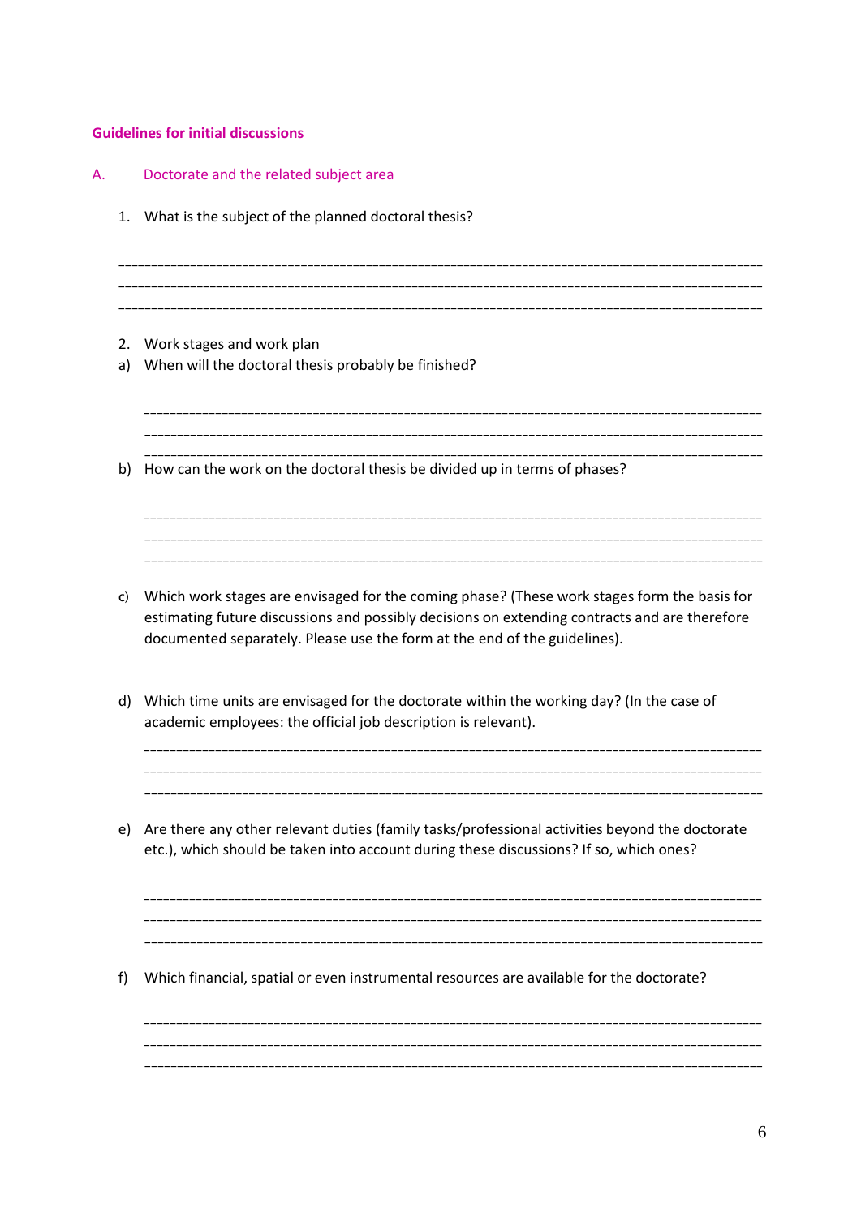## Guidelines for initial discussions

### A. Doctorate and the related subject area

1. What is the subject of the planned doctoral thesis?

___________________________________________________________________________________________
___________________________________________________________________________________________
___________________________________________________________________________________________

2. Work stages and work plan

a) When will the doctoral thesis probably be finished?

___________________________________________________________________________________________
___________________________________________________________________________________________
___________________________________________________________________________________________

b) How can the work on the doctoral thesis be divided up in terms of phases?

___________________________________________________________________________________________
___________________________________________________________________________________________
___________________________________________________________________________________________

c) Which work stages are envisaged for the coming phase? (These work stages form the basis for estimating future discussions and possibly decisions on extending contracts and are therefore documented separately. Please use the form at the end of the guidelines).

d) Which time units are envisaged for the doctorate within the working day? (In the case of academic employees: the official job description is relevant).

___________________________________________________________________________________________
___________________________________________________________________________________________
___________________________________________________________________________________________

e) Are there any other relevant duties (family tasks/professional activities beyond the doctorate etc.), which should be taken into account during these discussions? If so, which ones?

___________________________________________________________________________________________
___________________________________________________________________________________________
___________________________________________________________________________________________

f) Which financial, spatial or even instrumental resources are available for the doctorate?

___________________________________________________________________________________________
___________________________________________________________________________________________
___________________________________________________________________________________________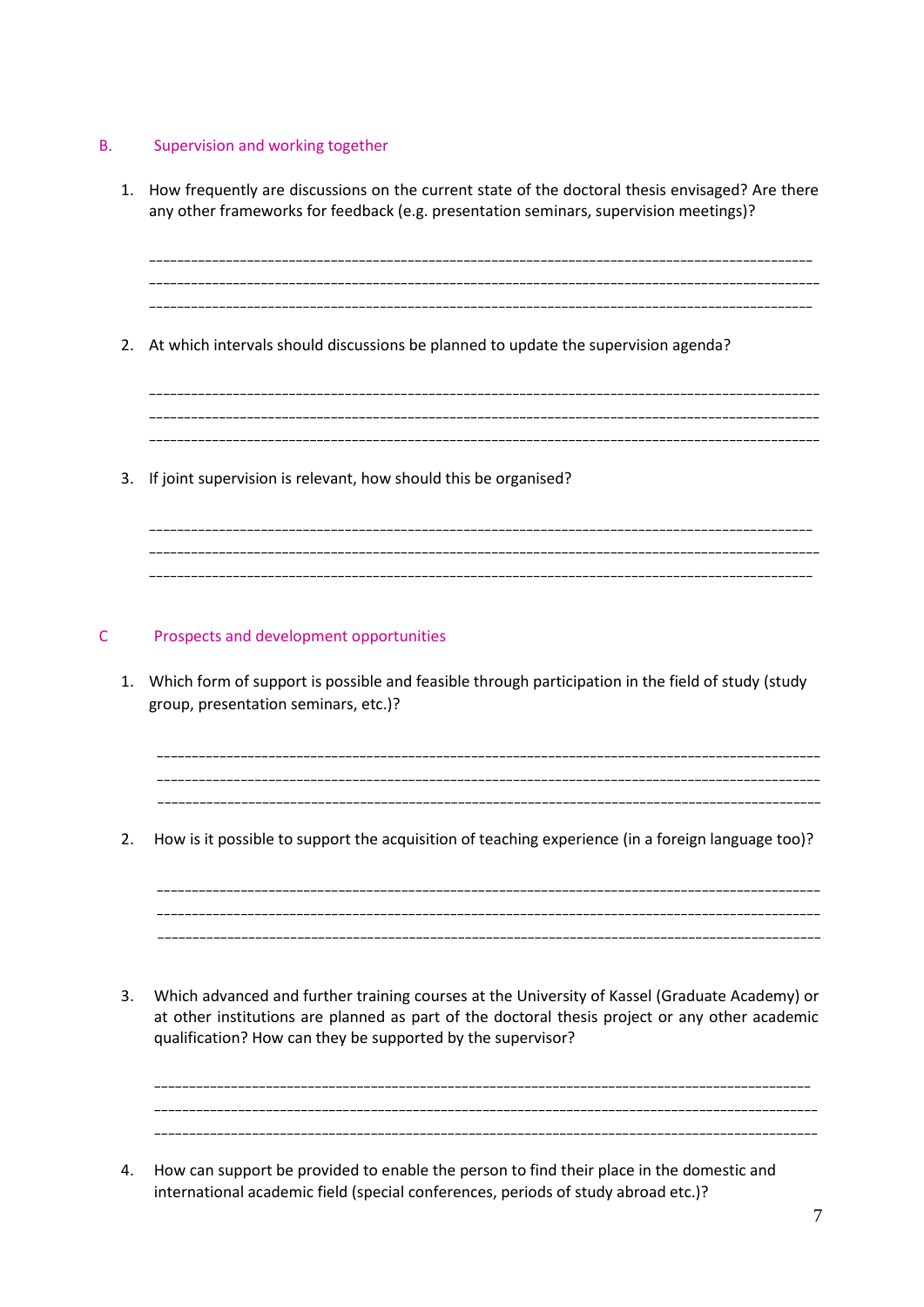## B. Supervision and working together

1. How frequently are discussions on the current state of the doctoral thesis envisaged? Are there any other frameworks for feedback (e.g. presentation seminars, supervision meetings)?

   ______________________________________________________________________________________
   ______________________________________________________________________________________
   ______________________________________________________________________________________

2. At which intervals should discussions be planned to update the supervision agenda?

   ______________________________________________________________________________________
   ______________________________________________________________________________________
   ______________________________________________________________________________________

3. If joint supervision is relevant, how should this be organised?

   ______________________________________________________________________________________
   ______________________________________________________________________________________
   ______________________________________________________________________________________

## C Prospects and development opportunities

1. Which form of support is possible and feasible through participation in the field of study (study group, presentation seminars, etc.)?

   ______________________________________________________________________________________
   ______________________________________________________________________________________
   ______________________________________________________________________________________

2. How is it possible to support the acquisition of teaching experience (in a foreign language too)?

   ______________________________________________________________________________________
   ______________________________________________________________________________________
   ______________________________________________________________________________________

3. Which advanced and further training courses at the University of Kassel (Graduate Academy) or at other institutions are planned as part of the doctoral thesis project or any other academic qualification? How can they be supported by the supervisor?

   ______________________________________________________________________________________
   ______________________________________________________________________________________
   ______________________________________________________________________________________

4. How can support be provided to enable the person to find their place in the domestic and international academic field (special conferences, periods of study abroad etc.)?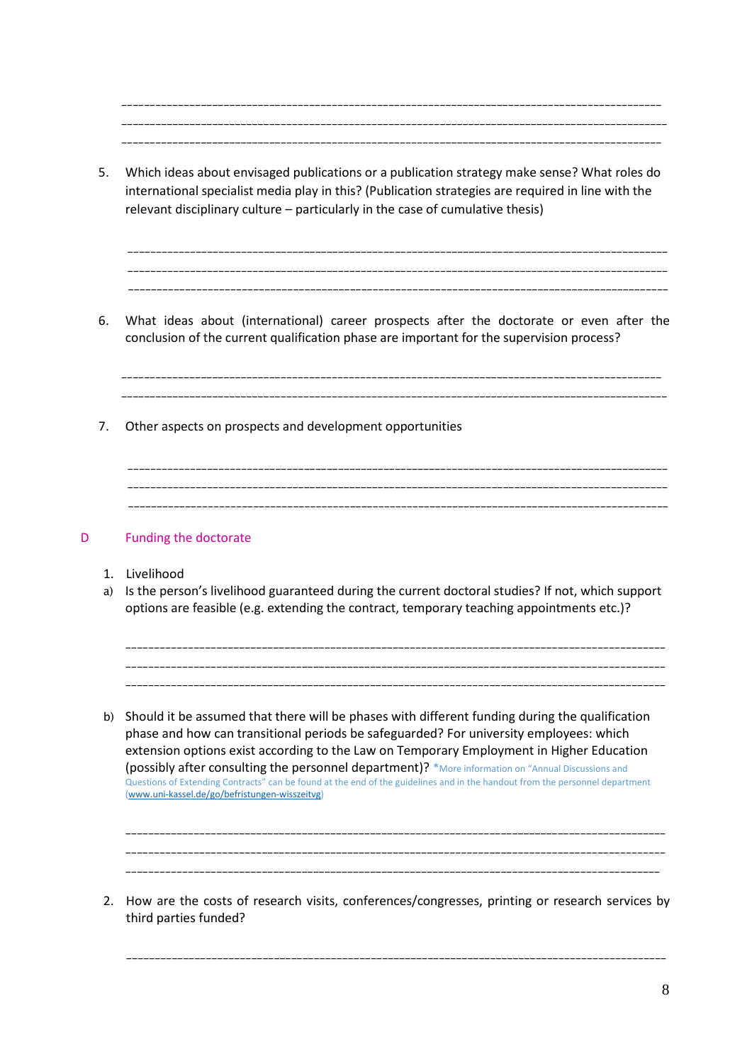\_\_\_\_\_\_\_\_\_\_\_\_\_\_\_\_\_\_\_\_\_\_\_\_\_\_\_\_\_\_\_\_\_\_\_\_\_\_\_\_\_\_\_\_\_\_\_\_\_\_\_\_\_\_\_\_\_\_\_\_\_\_\_\_\_\_\_\_\_\_\_\_\_\_\_\_\_\_\_\_\_\_\_\_\_\_\_\_\_\_\_\_\_\_

\_\_\_\_\_\_\_\_\_\_\_\_\_\_\_\_\_\_\_\_\_\_\_\_\_\_\_\_\_\_\_\_\_\_\_\_\_\_\_\_\_\_\_\_\_\_\_\_\_\_\_\_\_\_\_\_\_\_\_\_\_\_\_\_\_\_\_\_\_\_\_\_\_\_\_\_\_\_\_\_\_\_\_\_\_\_\_\_\_\_\_\_\_\_

\_\_\_\_\_\_\_\_\_\_\_\_\_\_\_\_\_\_\_\_\_\_\_\_\_\_\_\_\_\_\_\_\_\_\_\_\_\_\_\_\_\_\_\_\_\_\_\_\_\_\_\_\_\_\_\_\_\_\_\_\_\_\_\_\_\_\_\_\_\_\_\_\_\_\_\_\_\_\_\_\_\_\_\_\_\_\_\_\_\_\_\_\_\_

5. Which ideas about envisaged publications or a publication strategy make sense? What roles do international specialist media play in this? (Publication strategies are required in line with the relevant disciplinary culture – particularly in the case of cumulative thesis)

\_\_\_\_\_\_\_\_\_\_\_\_\_\_\_\_\_\_\_\_\_\_\_\_\_\_\_\_\_\_\_\_\_\_\_\_\_\_\_\_\_\_\_\_\_\_\_\_\_\_\_\_\_\_\_\_\_\_\_\_\_\_\_\_\_\_\_\_\_\_\_\_\_\_\_\_\_\_\_\_\_\_\_\_\_\_\_\_\_\_\_\_\_\_

\_\_\_\_\_\_\_\_\_\_\_\_\_\_\_\_\_\_\_\_\_\_\_\_\_\_\_\_\_\_\_\_\_\_\_\_\_\_\_\_\_\_\_\_\_\_\_\_\_\_\_\_\_\_\_\_\_\_\_\_\_\_\_\_\_\_\_\_\_\_\_\_\_\_\_\_\_\_\_\_\_\_\_\_\_\_\_\_\_\_\_\_\_\_

\_\_\_\_\_\_\_\_\_\_\_\_\_\_\_\_\_\_\_\_\_\_\_\_\_\_\_\_\_\_\_\_\_\_\_\_\_\_\_\_\_\_\_\_\_\_\_\_\_\_\_\_\_\_\_\_\_\_\_\_\_\_\_\_\_\_\_\_\_\_\_\_\_\_\_\_\_\_\_\_\_\_\_\_\_\_\_\_\_\_\_\_\_\_

6. What ideas about (international) career prospects after the doctorate or even after the conclusion of the current qualification phase are important for the supervision process?

\_\_\_\_\_\_\_\_\_\_\_\_\_\_\_\_\_\_\_\_\_\_\_\_\_\_\_\_\_\_\_\_\_\_\_\_\_\_\_\_\_\_\_\_\_\_\_\_\_\_\_\_\_\_\_\_\_\_\_\_\_\_\_\_\_\_\_\_\_\_\_\_\_\_\_\_\_\_\_\_\_\_\_\_\_\_\_\_\_\_\_\_\_\_

\_\_\_\_\_\_\_\_\_\_\_\_\_\_\_\_\_\_\_\_\_\_\_\_\_\_\_\_\_\_\_\_\_\_\_\_\_\_\_\_\_\_\_\_\_\_\_\_\_\_\_\_\_\_\_\_\_\_\_\_\_\_\_\_\_\_\_\_\_\_\_\_\_\_\_\_\_\_\_\_\_\_\_\_\_\_\_\_\_\_\_\_\_\_

7. Other aspects on prospects and development opportunities

\_\_\_\_\_\_\_\_\_\_\_\_\_\_\_\_\_\_\_\_\_\_\_\_\_\_\_\_\_\_\_\_\_\_\_\_\_\_\_\_\_\_\_\_\_\_\_\_\_\_\_\_\_\_\_\_\_\_\_\_\_\_\_\_\_\_\_\_\_\_\_\_\_\_\_\_\_\_\_\_\_\_\_\_\_\_\_\_\_\_\_\_\_\_

\_\_\_\_\_\_\_\_\_\_\_\_\_\_\_\_\_\_\_\_\_\_\_\_\_\_\_\_\_\_\_\_\_\_\_\_\_\_\_\_\_\_\_\_\_\_\_\_\_\_\_\_\_\_\_\_\_\_\_\_\_\_\_\_\_\_\_\_\_\_\_\_\_\_\_\_\_\_\_\_\_\_\_\_\_\_\_\_\_\_\_\_\_\_

\_\_\_\_\_\_\_\_\_\_\_\_\_\_\_\_\_\_\_\_\_\_\_\_\_\_\_\_\_\_\_\_\_\_\_\_\_\_\_\_\_\_\_\_\_\_\_\_\_\_\_\_\_\_\_\_\_\_\_\_\_\_\_\_\_\_\_\_\_\_\_\_\_\_\_\_\_\_\_\_\_\_\_\_\_\_\_\_\_\_\_\_\_\_

## D Funding the doctorate

1. Livelihood

a) Is the person's livelihood guaranteed during the current doctoral studies? If not, which support options are feasible (e.g. extending the contract, temporary teaching appointments etc.)?

\_\_\_\_\_\_\_\_\_\_\_\_\_\_\_\_\_\_\_\_\_\_\_\_\_\_\_\_\_\_\_\_\_\_\_\_\_\_\_\_\_\_\_\_\_\_\_\_\_\_\_\_\_\_\_\_\_\_\_\_\_\_\_\_\_\_\_\_\_\_\_\_\_\_\_\_\_\_\_\_\_\_\_\_\_\_\_\_\_\_\_\_\_\_

\_\_\_\_\_\_\_\_\_\_\_\_\_\_\_\_\_\_\_\_\_\_\_\_\_\_\_\_\_\_\_\_\_\_\_\_\_\_\_\_\_\_\_\_\_\_\_\_\_\_\_\_\_\_\_\_\_\_\_\_\_\_\_\_\_\_\_\_\_\_\_\_\_\_\_\_\_\_\_\_\_\_\_\_\_\_\_\_\_\_\_\_\_\_

\_\_\_\_\_\_\_\_\_\_\_\_\_\_\_\_\_\_\_\_\_\_\_\_\_\_\_\_\_\_\_\_\_\_\_\_\_\_\_\_\_\_\_\_\_\_\_\_\_\_\_\_\_\_\_\_\_\_\_\_\_\_\_\_\_\_\_\_\_\_\_\_\_\_\_\_\_\_\_\_\_\_\_\_\_\_\_\_\_\_\_\_\_\_

b) Should it be assumed that there will be phases with different funding during the qualification phase and how can transitional periods be safeguarded? For university employees: which extension options exist according to the Law on Temporary Employment in Higher Education (possibly after consulting the personnel department)? *More information on "Annual Discussions and Questions of Extending Contracts" can be found at the end of the guidelines and in the handout from the personnel department (www.uni-kassel.de/go/befristungen-wisszeitvg)

\_\_\_\_\_\_\_\_\_\_\_\_\_\_\_\_\_\_\_\_\_\_\_\_\_\_\_\_\_\_\_\_\_\_\_\_\_\_\_\_\_\_\_\_\_\_\_\_\_\_\_\_\_\_\_\_\_\_\_\_\_\_\_\_\_\_\_\_\_\_\_\_\_\_\_\_\_\_\_\_\_\_\_\_\_\_\_\_\_\_\_\_\_\_

\_\_\_\_\_\_\_\_\_\_\_\_\_\_\_\_\_\_\_\_\_\_\_\_\_\_\_\_\_\_\_\_\_\_\_\_\_\_\_\_\_\_\_\_\_\_\_\_\_\_\_\_\_\_\_\_\_\_\_\_\_\_\_\_\_\_\_\_\_\_\_\_\_\_\_\_\_\_\_\_\_\_\_\_\_\_\_\_\_\_\_\_\_\_

\_\_\_\_\_\_\_\_\_\_\_\_\_\_\_\_\_\_\_\_\_\_\_\_\_\_\_\_\_\_\_\_\_\_\_\_\_\_\_\_\_\_\_\_\_\_\_\_\_\_\_\_\_\_\_\_\_\_\_\_\_\_\_\_\_\_\_\_\_\_\_\_\_\_\_\_\_\_\_\_\_\_\_\_\_\_\_\_\_\_\_\_\_\_

2. How are the costs of research visits, conferences/congresses, printing or research services by third parties funded?

\_\_\_\_\_\_\_\_\_\_\_\_\_\_\_\_\_\_\_\_\_\_\_\_\_\_\_\_\_\_\_\_\_\_\_\_\_\_\_\_\_\_\_\_\_\_\_\_\_\_\_\_\_\_\_\_\_\_\_\_\_\_\_\_\_\_\_\_\_\_\_\_\_\_\_\_\_\_\_\_\_\_\_\_\_\_\_\_\_\_\_\_\_\_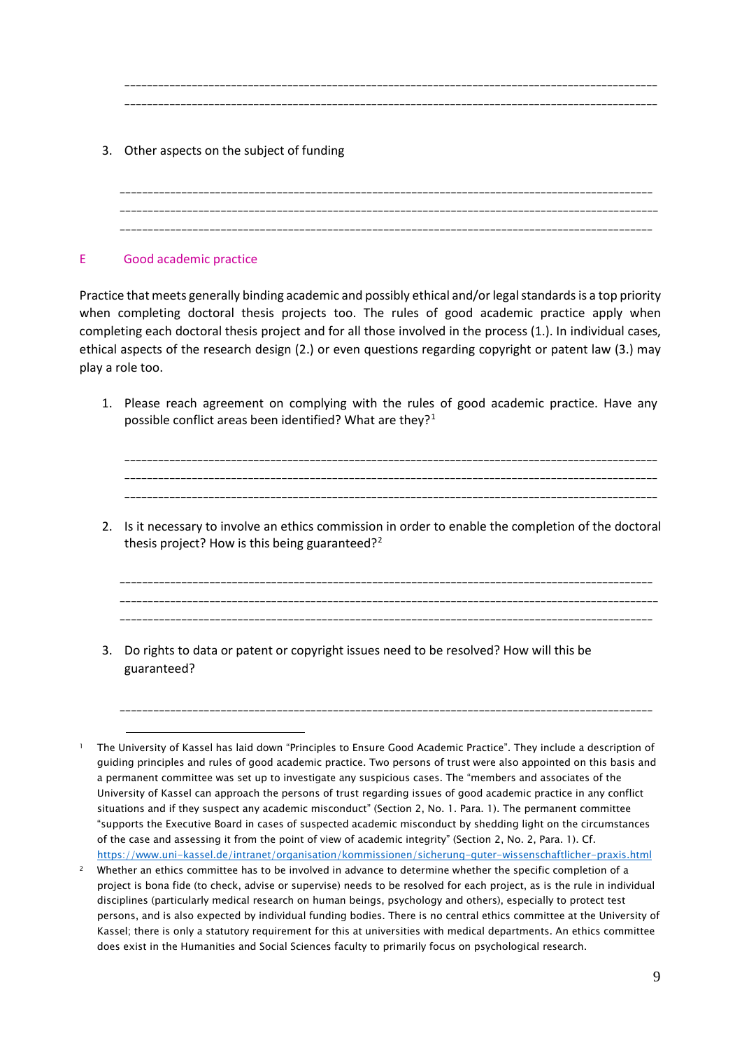\_\_\_\_\_\_\_\_\_\_\_\_\_\_\_\_\_\_\_\_\_\_\_\_\_\_\_\_\_\_\_\_\_\_\_\_\_\_\_\_\_\_\_\_\_\_\_\_\_\_\_\_\_\_\_\_\_\_\_\_\_\_\_\_\_\_\_\_\_\_\_\_\_\_\_\_\_\_\_\_\_\_\_\_\_\_\_\_\_\_\_\_\_\_\_

\_\_\_\_\_\_\_\_\_\_\_\_\_\_\_\_\_\_\_\_\_\_\_\_\_\_\_\_\_\_\_\_\_\_\_\_\_\_\_\_\_\_\_\_\_\_\_\_\_\_\_\_\_\_\_\_\_\_\_\_\_\_\_\_\_\_\_\_\_\_\_\_\_\_\_\_\_\_\_\_\_\_\_\_\_\_\_\_\_\_\_\_\_\_\_

3. Other aspects on the subject of funding

   \_\_\_\_\_\_\_\_\_\_\_\_\_\_\_\_\_\_\_\_\_\_\_\_\_\_\_\_\_\_\_\_\_\_\_\_\_\_\_\_\_\_\_\_\_\_\_\_\_\_\_\_\_\_\_\_\_\_\_\_\_\_\_\_\_\_\_\_\_\_\_\_\_\_\_\_\_\_\_\_\_\_\_\_\_\_\_\_\_\_\_\_\_\_\_

   \_\_\_\_\_\_\_\_\_\_\_\_\_\_\_\_\_\_\_\_\_\_\_\_\_\_\_\_\_\_\_\_\_\_\_\_\_\_\_\_\_\_\_\_\_\_\_\_\_\_\_\_\_\_\_\_\_\_\_\_\_\_\_\_\_\_\_\_\_\_\_\_\_\_\_\_\_\_\_\_\_\_\_\_\_\_\_\_\_\_\_\_\_\_\_

   \_\_\_\_\_\_\_\_\_\_\_\_\_\_\_\_\_\_\_\_\_\_\_\_\_\_\_\_\_\_\_\_\_\_\_\_\_\_\_\_\_\_\_\_\_\_\_\_\_\_\_\_\_\_\_\_\_\_\_\_\_\_\_\_\_\_\_\_\_\_\_\_\_\_\_\_\_\_\_\_\_\_\_\_\_\_\_\_\_\_\_\_\_\_\_

## E Good academic practice

Practice that meets generally binding academic and possibly ethical and/or legal standards is a top priority when completing doctoral thesis projects too. The rules of good academic practice apply when completing each doctoral thesis project and for all those involved in the process (1.). In individual cases, ethical aspects of the research design (2.) or even questions regarding copyright or patent law (3.) may play a role too.

1. Please reach agreement on complying with the rules of good academic practice. Have any possible conflict areas been identified? What are they?[1]

   \_\_\_\_\_\_\_\_\_\_\_\_\_\_\_\_\_\_\_\_\_\_\_\_\_\_\_\_\_\_\_\_\_\_\_\_\_\_\_\_\_\_\_\_\_\_\_\_\_\_\_\_\_\_\_\_\_\_\_\_\_\_\_\_\_\_\_\_\_\_\_\_\_\_\_\_\_\_\_\_\_\_\_\_\_\_\_\_\_\_\_\_\_\_\_

   \_\_\_\_\_\_\_\_\_\_\_\_\_\_\_\_\_\_\_\_\_\_\_\_\_\_\_\_\_\_\_\_\_\_\_\_\_\_\_\_\_\_\_\_\_\_\_\_\_\_\_\_\_\_\_\_\_\_\_\_\_\_\_\_\_\_\_\_\_\_\_\_\_\_\_\_\_\_\_\_\_\_\_\_\_\_\_\_\_\_\_\_\_\_\_

   \_\_\_\_\_\_\_\_\_\_\_\_\_\_\_\_\_\_\_\_\_\_\_\_\_\_\_\_\_\_\_\_\_\_\_\_\_\_\_\_\_\_\_\_\_\_\_\_\_\_\_\_\_\_\_\_\_\_\_\_\_\_\_\_\_\_\_\_\_\_\_\_\_\_\_\_\_\_\_\_\_\_\_\_\_\_\_\_\_\_\_\_\_\_\_

2. Is it necessary to involve an ethics commission in order to enable the completion of the doctoral thesis project? How is this being guaranteed?[2]

   \_\_\_\_\_\_\_\_\_\_\_\_\_\_\_\_\_\_\_\_\_\_\_\_\_\_\_\_\_\_\_\_\_\_\_\_\_\_\_\_\_\_\_\_\_\_\_\_\_\_\_\_\_\_\_\_\_\_\_\_\_\_\_\_\_\_\_\_\_\_\_\_\_\_\_\_\_\_\_\_\_\_\_\_\_\_\_\_\_\_\_\_\_\_\_

   \_\_\_\_\_\_\_\_\_\_\_\_\_\_\_\_\_\_\_\_\_\_\_\_\_\_\_\_\_\_\_\_\_\_\_\_\_\_\_\_\_\_\_\_\_\_\_\_\_\_\_\_\_\_\_\_\_\_\_\_\_\_\_\_\_\_\_\_\_\_\_\_\_\_\_\_\_\_\_\_\_\_\_\_\_\_\_\_\_\_\_\_\_\_\_

   \_\_\_\_\_\_\_\_\_\_\_\_\_\_\_\_\_\_\_\_\_\_\_\_\_\_\_\_\_\_\_\_\_\_\_\_\_\_\_\_\_\_\_\_\_\_\_\_\_\_\_\_\_\_\_\_\_\_\_\_\_\_\_\_\_\_\_\_\_\_\_\_\_\_\_\_\_\_\_\_\_\_\_\_\_\_\_\_\_\_\_\_\_\_\_

3. Do rights to data or patent or copyright issues need to be resolved? How will this be guaranteed?

   \_\_\_\_\_\_\_\_\_\_\_\_\_\_\_\_\_\_\_\_\_\_\_\_\_\_\_\_\_\_\_\_\_\_\_\_\_\_\_\_\_\_\_\_\_\_\_\_\_\_\_\_\_\_\_\_\_\_\_\_\_\_\_\_\_\_\_\_\_\_\_\_\_\_\_\_\_\_\_\_\_\_\_\_\_\_\_\_\_\_\_\_\_\_\_

---

[1] The University of Kassel has laid down "Principles to Ensure Good Academic Practice". They include a description of guiding principles and rules of good academic practice. Two persons of trust were also appointed on this basis and a permanent committee was set up to investigate any suspicious cases. The "members and associates of the University of Kassel can approach the persons of trust regarding issues of good academic practice in any conflict situations and if they suspect any academic misconduct" (Section 2, No. 1. Para. 1). The permanent committee "supports the Executive Board in cases of suspected academic misconduct by shedding light on the circumstances of the case and assessing it from the point of view of academic integrity" (Section 2, No. 2, Para. 1). Cf. https://www.uni-kassel.de/intranet/organisation/kommissionen/sicherung-guter-wissenschaftlicher-praxis.html

[2] Whether an ethics committee has to be involved in advance to determine whether the specific completion of a project is bona fide (to check, advise or supervise) needs to be resolved for each project, as is the rule in individual disciplines (particularly medical research on human beings, psychology and others), especially to protect test persons, and is also expected by individual funding bodies. There is no central ethics committee at the University of Kassel; there is only a statutory requirement for this at universities with medical departments. An ethics committee does exist in the Humanities and Social Sciences faculty to primarily focus on psychological research.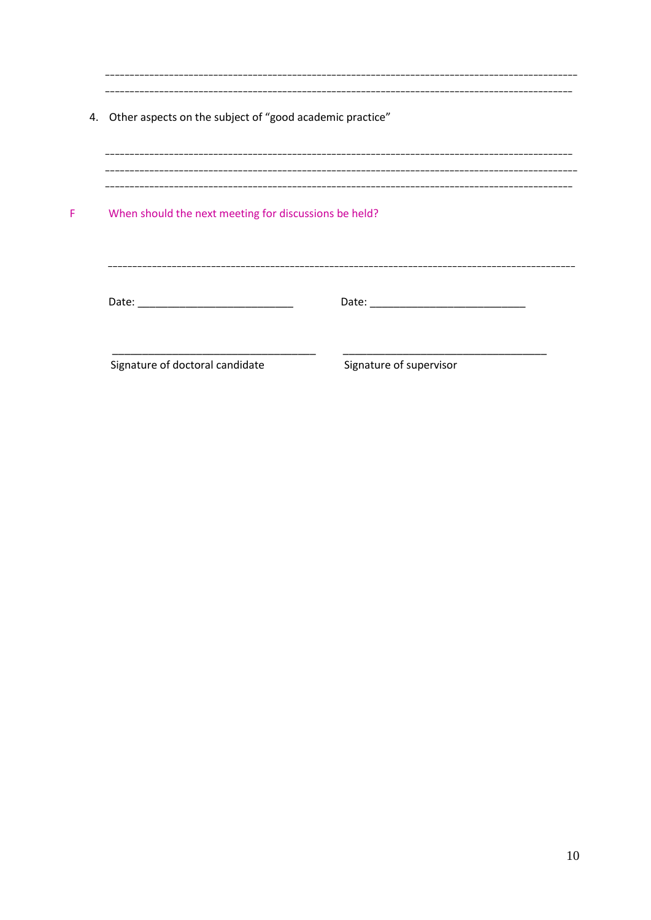\-----------------------------------------------------------------------------------------------

\-----------------------------------------------------------------------------------------------

4. Other aspects on the subject of “good academic practice”

\-----------------------------------------------------------------------------------------------

\-----------------------------------------------------------------------------------------------

\-----------------------------------------------------------------------------------------------

F When should the next meeting for discussions be held?

\-----------------------------------------------------------------------------------------------

Date: ___________________________ Date: ___________________________

___________________________________ ___________________________________

Signature of doctoral candidate Signature of supervisor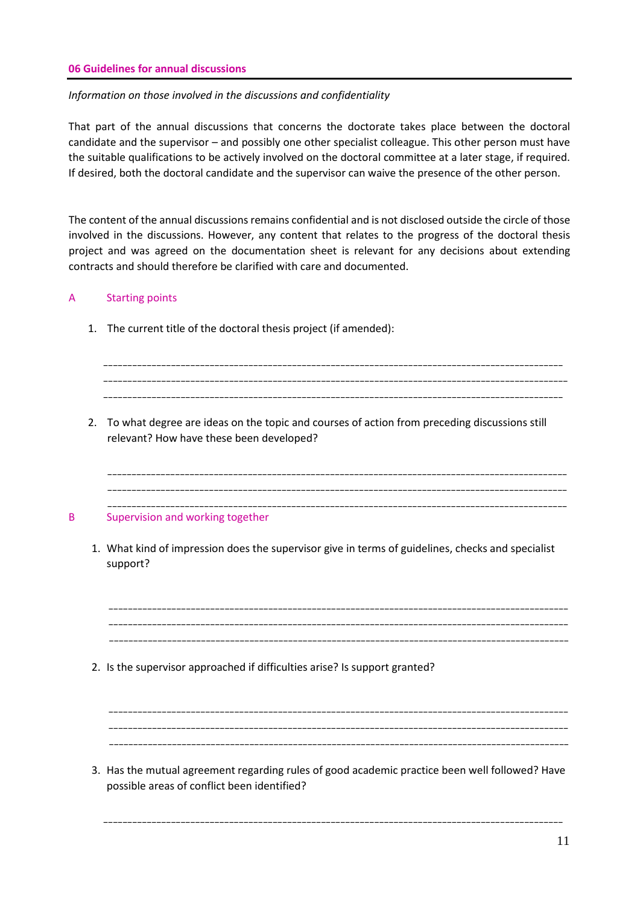## 06 Guidelines for annual discussions

*Information on those involved in the discussions and confidentiality*

That part of the annual discussions that concerns the doctorate takes place between the doctoral candidate and the supervisor – and possibly one other specialist colleague. This other person must have the suitable qualifications to be actively involved on the doctoral committee at a later stage, if required. If desired, both the doctoral candidate and the supervisor can waive the presence of the other person.

The content of the annual discussions remains confidential and is not disclosed outside the circle of those involved in the discussions. However, any content that relates to the progress of the doctoral thesis project and was agreed on the documentation sheet is relevant for any decisions about extending contracts and should therefore be clarified with care and documented.

### A Starting points

1. The current title of the doctoral thesis project (if amended):

   ______________________________________________________________________________________
   ______________________________________________________________________________________
   ______________________________________________________________________________________

2. To what degree are ideas on the topic and courses of action from preceding discussions still relevant? How have these been developed?

   ______________________________________________________________________________________
   ______________________________________________________________________________________
   ______________________________________________________________________________________

### B Supervision and working together

1. What kind of impression does the supervisor give in terms of guidelines, checks and specialist support?

   ______________________________________________________________________________________
   ______________________________________________________________________________________
   ______________________________________________________________________________________

2. Is the supervisor approached if difficulties arise? Is support granted?

   ______________________________________________________________________________________
   ______________________________________________________________________________________
   ______________________________________________________________________________________

3. Has the mutual agreement regarding rules of good academic practice been well followed? Have possible areas of conflict been identified?

   ______________________________________________________________________________________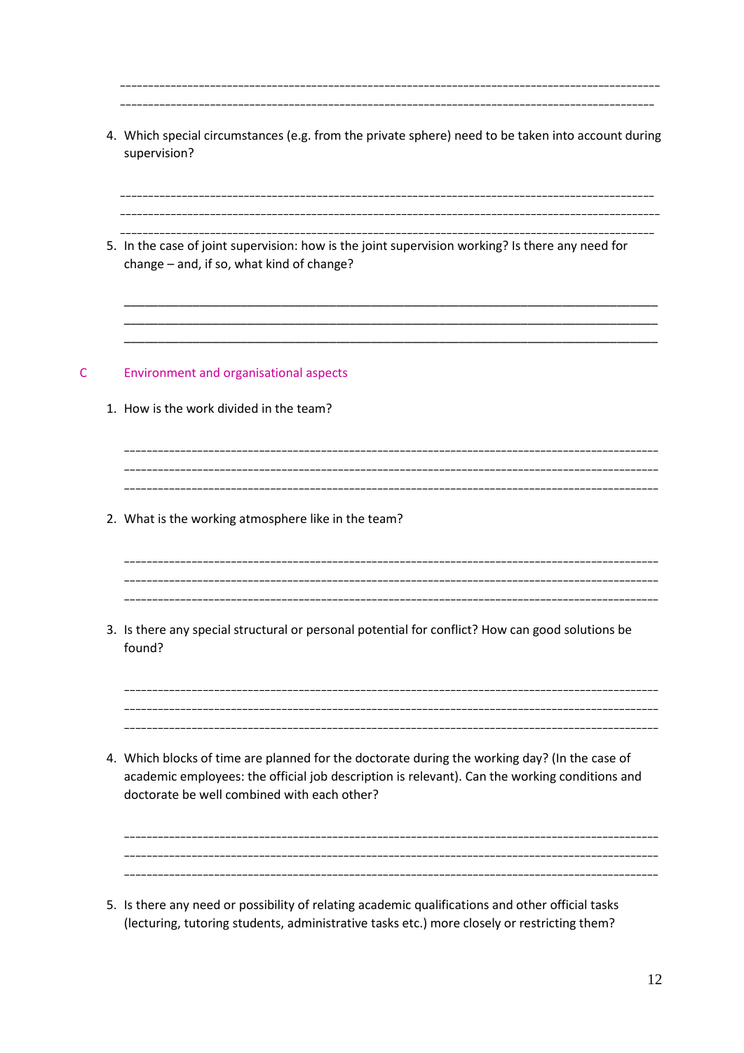---

---

4. Which special circumstances (e.g. from the private sphere) need to be taken into account during supervision?

---

---

---

5. In the case of joint supervision: how is the joint supervision working? Is there any need for change – and, if so, what kind of change?

---

---

---

## C Environment and organisational aspects

1. How is the work divided in the team?

---

---

---

2. What is the working atmosphere like in the team?

---

---

---

3. Is there any special structural or personal potential for conflict? How can good solutions be found?

---

---

---

4. Which blocks of time are planned for the doctorate during the working day? (In the case of academic employees: the official job description is relevant). Can the working conditions and doctorate be well combined with each other?

---

---

---

5. Is there any need or possibility of relating academic qualifications and other official tasks (lecturing, tutoring students, administrative tasks etc.) more closely or restricting them?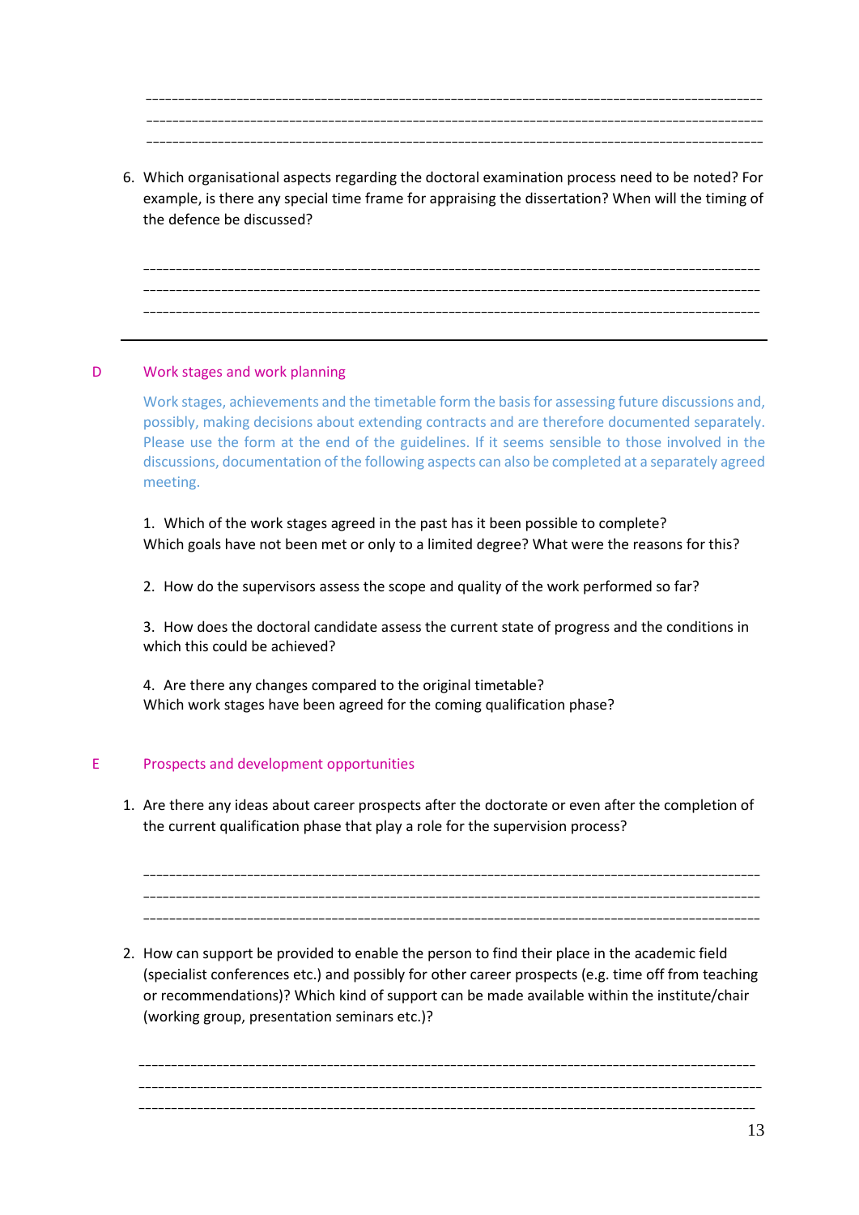\_\_\_\_\_\_\_\_\_\_\_\_\_\_\_\_\_\_\_\_\_\_\_\_\_\_\_\_\_\_\_\_\_\_\_\_\_\_\_\_\_\_\_\_\_\_\_\_\_\_\_\_\_\_\_\_\_\_\_\_\_\_\_\_\_\_\_\_\_\_\_\_\_\_\_\_\_\_\_\_
\_\_\_\_\_\_\_\_\_\_\_\_\_\_\_\_\_\_\_\_\_\_\_\_\_\_\_\_\_\_\_\_\_\_\_\_\_\_\_\_\_\_\_\_\_\_\_\_\_\_\_\_\_\_\_\_\_\_\_\_\_\_\_\_\_\_\_\_\_\_\_\_\_\_\_\_\_\_\_\_
\_\_\_\_\_\_\_\_\_\_\_\_\_\_\_\_\_\_\_\_\_\_\_\_\_\_\_\_\_\_\_\_\_\_\_\_\_\_\_\_\_\_\_\_\_\_\_\_\_\_\_\_\_\_\_\_\_\_\_\_\_\_\_\_\_\_\_\_\_\_\_\_\_\_\_\_\_\_\_\_

6. Which organisational aspects regarding the doctoral examination process need to be noted? For example, is there any special time frame for appraising the dissertation? When will the timing of the defence be discussed?

\_\_\_\_\_\_\_\_\_\_\_\_\_\_\_\_\_\_\_\_\_\_\_\_\_\_\_\_\_\_\_\_\_\_\_\_\_\_\_\_\_\_\_\_\_\_\_\_\_\_\_\_\_\_\_\_\_\_\_\_\_\_\_\_\_\_\_\_\_\_\_\_\_\_\_\_\_\_\_\_
\_\_\_\_\_\_\_\_\_\_\_\_\_\_\_\_\_\_\_\_\_\_\_\_\_\_\_\_\_\_\_\_\_\_\_\_\_\_\_\_\_\_\_\_\_\_\_\_\_\_\_\_\_\_\_\_\_\_\_\_\_\_\_\_\_\_\_\_\_\_\_\_\_\_\_\_\_\_\_\_
\_\_\_\_\_\_\_\_\_\_\_\_\_\_\_\_\_\_\_\_\_\_\_\_\_\_\_\_\_\_\_\_\_\_\_\_\_\_\_\_\_\_\_\_\_\_\_\_\_\_\_\_\_\_\_\_\_\_\_\_\_\_\_\_\_\_\_\_\_\_\_\_\_\_\_\_\_\_\_\_

---

## D Work stages and work planning

Work stages, achievements and the timetable form the basis for assessing future discussions and, possibly, making decisions about extending contracts and are therefore documented separately. Please use the form at the end of the guidelines. If it seems sensible to those involved in the discussions, documentation of the following aspects can also be completed at a separately agreed meeting.

1. Which of the work stages agreed in the past has it been possible to complete? Which goals have not been met or only to a limited degree? What were the reasons for this?

2. How do the supervisors assess the scope and quality of the work performed so far?

3. How does the doctoral candidate assess the current state of progress and the conditions in which this could be achieved?

4. Are there any changes compared to the original timetable? Which work stages have been agreed for the coming qualification phase?

## E Prospects and development opportunities

1. Are there any ideas about career prospects after the doctorate or even after the completion of the current qualification phase that play a role for the supervision process?

\_\_\_\_\_\_\_\_\_\_\_\_\_\_\_\_\_\_\_\_\_\_\_\_\_\_\_\_\_\_\_\_\_\_\_\_\_\_\_\_\_\_\_\_\_\_\_\_\_\_\_\_\_\_\_\_\_\_\_\_\_\_\_\_\_\_\_\_\_\_\_\_\_\_\_\_\_\_\_\_
\_\_\_\_\_\_\_\_\_\_\_\_\_\_\_\_\_\_\_\_\_\_\_\_\_\_\_\_\_\_\_\_\_\_\_\_\_\_\_\_\_\_\_\_\_\_\_\_\_\_\_\_\_\_\_\_\_\_\_\_\_\_\_\_\_\_\_\_\_\_\_\_\_\_\_\_\_\_\_\_
\_\_\_\_\_\_\_\_\_\_\_\_\_\_\_\_\_\_\_\_\_\_\_\_\_\_\_\_\_\_\_\_\_\_\_\_\_\_\_\_\_\_\_\_\_\_\_\_\_\_\_\_\_\_\_\_\_\_\_\_\_\_\_\_\_\_\_\_\_\_\_\_\_\_\_\_\_\_\_\_

2. How can support be provided to enable the person to find their place in the academic field (specialist conferences etc.) and possibly for other career prospects (e.g. time off from teaching or recommendations)? Which kind of support can be made available within the institute/chair (working group, presentation seminars etc.)?

\_\_\_\_\_\_\_\_\_\_\_\_\_\_\_\_\_\_\_\_\_\_\_\_\_\_\_\_\_\_\_\_\_\_\_\_\_\_\_\_\_\_\_\_\_\_\_\_\_\_\_\_\_\_\_\_\_\_\_\_\_\_\_\_\_\_\_\_\_\_\_\_\_\_\_\_\_\_\_\_
\_\_\_\_\_\_\_\_\_\_\_\_\_\_\_\_\_\_\_\_\_\_\_\_\_\_\_\_\_\_\_\_\_\_\_\_\_\_\_\_\_\_\_\_\_\_\_\_\_\_\_\_\_\_\_\_\_\_\_\_\_\_\_\_\_\_\_\_\_\_\_\_\_\_\_\_\_\_\_\_
\_\_\_\_\_\_\_\_\_\_\_\_\_\_\_\_\_\_\_\_\_\_\_\_\_\_\_\_\_\_\_\_\_\_\_\_\_\_\_\_\_\_\_\_\_\_\_\_\_\_\_\_\_\_\_\_\_\_\_\_\_\_\_\_\_\_\_\_\_\_\_\_\_\_\_\_\_\_\_\_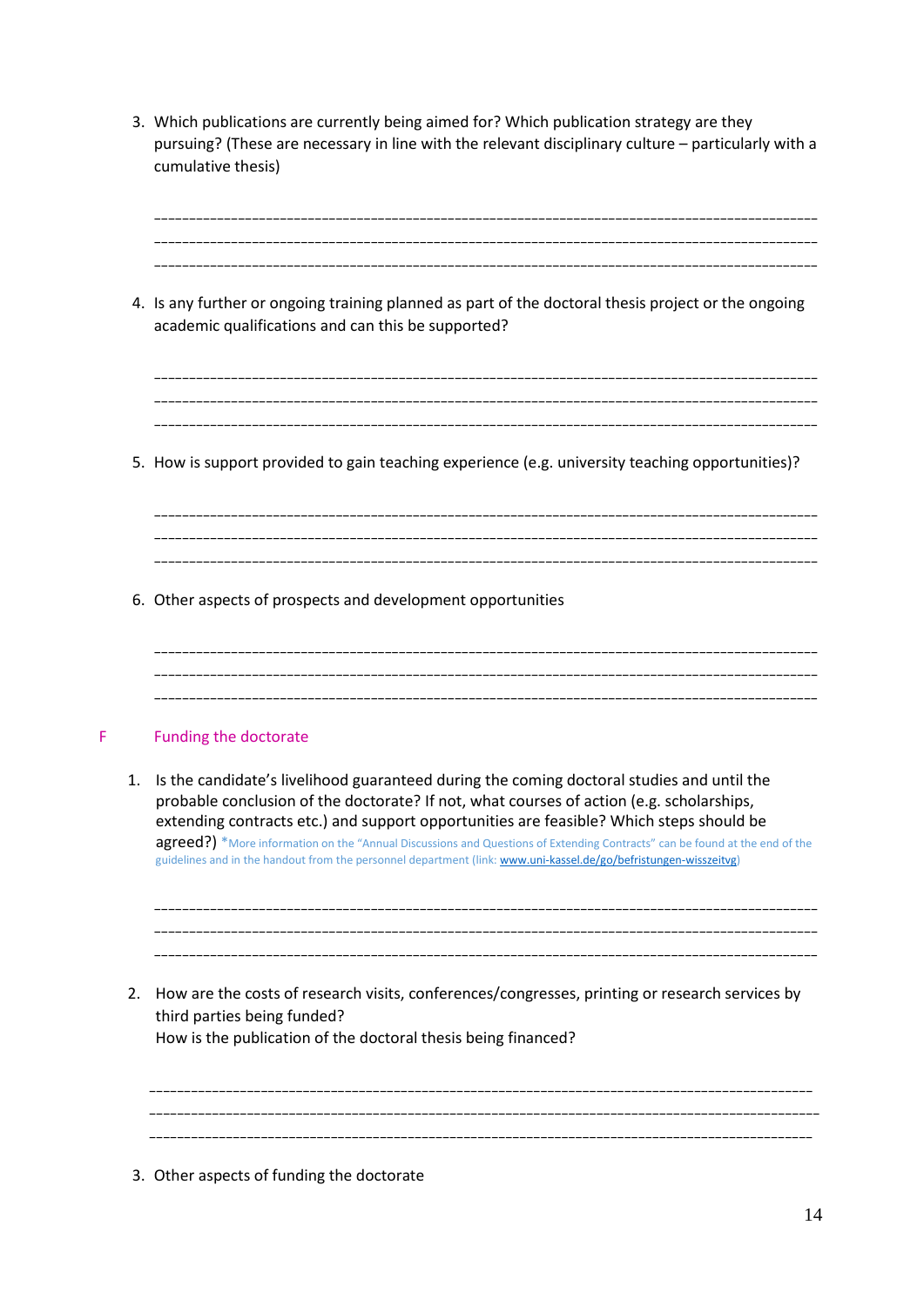3. Which publications are currently being aimed for? Which publication strategy are they pursuing? (These are necessary in line with the relevant disciplinary culture – particularly with a cumulative thesis)

   ______________________________________________________________________________
   ______________________________________________________________________________
   ______________________________________________________________________________

4. Is any further or ongoing training planned as part of the doctoral thesis project or the ongoing academic qualifications and can this be supported?

   ______________________________________________________________________________
   ______________________________________________________________________________
   ______________________________________________________________________________

5. How is support provided to gain teaching experience (e.g. university teaching opportunities)?

   ______________________________________________________________________________
   ______________________________________________________________________________
   ______________________________________________________________________________

6. Other aspects of prospects and development opportunities

   ______________________________________________________________________________
   ______________________________________________________________________________
   ______________________________________________________________________________

## F Funding the doctorate

1. Is the candidate's livelihood guaranteed during the coming doctoral studies and until the probable conclusion of the doctorate? If not, what courses of action (e.g. scholarships, extending contracts etc.) and support opportunities are feasible? Which steps should be agreed?) *More information on the "Annual Discussions and Questions of Extending Contracts" can be found at the end of the guidelines and in the handout from the personnel department (link: www.uni-kassel.de/go/befristungen-wisszeitvg)

   ______________________________________________________________________________
   ______________________________________________________________________________
   ______________________________________________________________________________

2. How are the costs of research visits, conferences/congresses, printing or research services by third parties being funded?
   How is the publication of the doctoral thesis being financed?

   ______________________________________________________________________________
   ______________________________________________________________________________
   ______________________________________________________________________________

3. Other aspects of funding the doctorate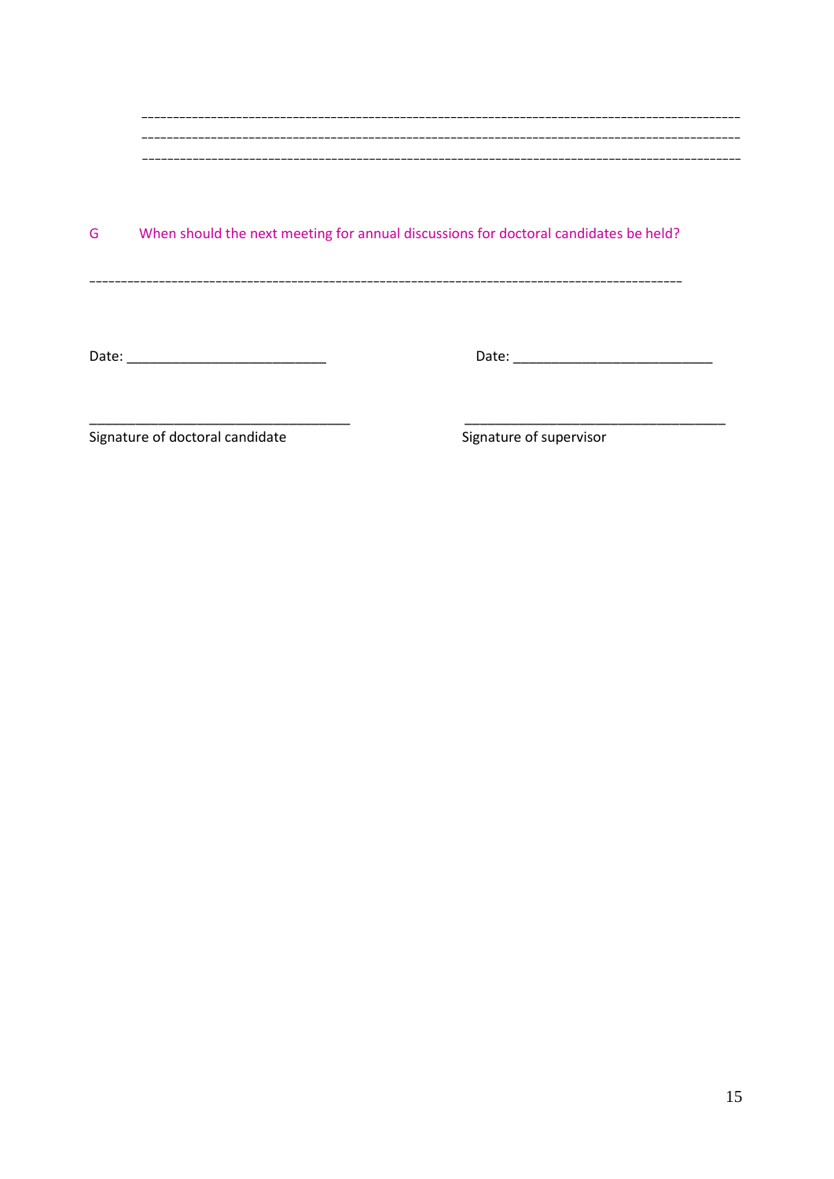---

---

---

**G** When should the next meeting for annual discussions for doctoral candidates be held?

---

Date: ___________________________ Date: ___________________________

___________________________________
Signature of doctoral candidate

___________________________________
Signature of supervisor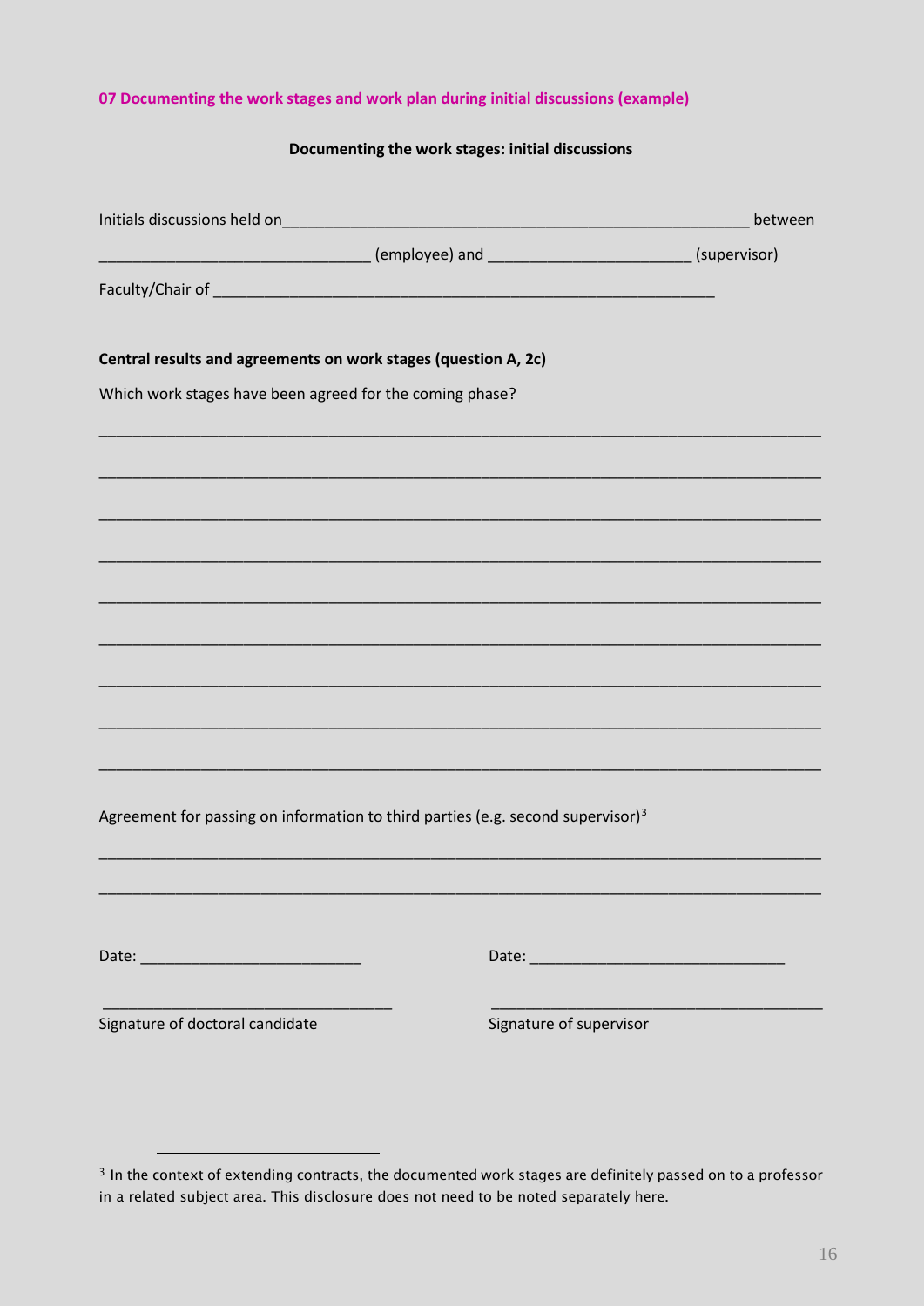### 07 Documenting the work stages and work plan during initial discussions (example)

**Documenting the work stages: initial discussions**

Initials discussions held on____________________________________________________ between

______________________________ (employee) and ______________________ (supervisor)

Faculty/Chair of _______________________________________________________

**Central results and agreements on work stages (question A, 2c)**

Which work stages have been agreed for the coming phase?

________________________________________________________________________________

________________________________________________________________________________

________________________________________________________________________________

________________________________________________________________________________

________________________________________________________________________________

________________________________________________________________________________

________________________________________________________________________________

________________________________________________________________________________

________________________________________________________________________________

Agreement for passing on information to third parties (e.g. second supervisor)[3]

________________________________________________________________________________

________________________________________________________________________________

Date: ________________________ Date: ____________________________

_________________________________ _____________________________________

Signature of doctoral candidate Signature of supervisor

---

[3] In the context of extending contracts, the documented work stages are definitely passed on to a professor in a related subject area. This disclosure does not need to be noted separately here.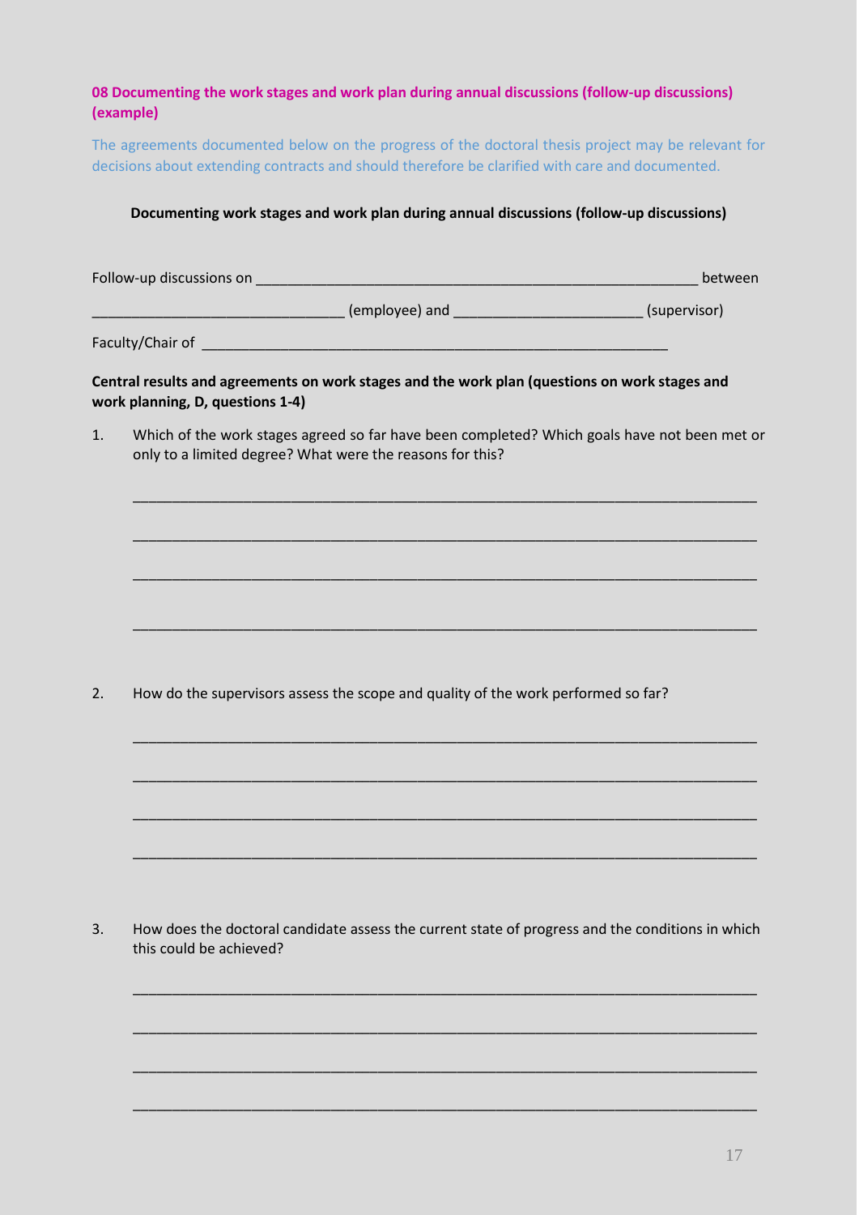### 08 Documenting the work stages and work plan during annual discussions (follow-up discussions) (example)

The agreements documented below on the progress of the doctoral thesis project may be relevant for decisions about extending contracts and should therefore be clarified with care and documented.

**Documenting work stages and work plan during annual discussions (follow-up discussions)**

Follow-up discussions on ________________________________________________________ between

________________________________ (employee) and ________________________ (supervisor)

Faculty/Chair of ______________________________________________________________

**Central results and agreements on work stages and the work plan (questions on work stages and work planning, D, questions 1-4)**

1. Which of the work stages agreed so far have been completed? Which goals have not been met or only to a limited degree? What were the reasons for this?

   ________________________________________________________________________________

   ________________________________________________________________________________

   ________________________________________________________________________________

   ________________________________________________________________________________

2. How do the supervisors assess the scope and quality of the work performed so far?

   ________________________________________________________________________________

   ________________________________________________________________________________

   ________________________________________________________________________________

   ________________________________________________________________________________

3. How does the doctoral candidate assess the current state of progress and the conditions in which this could be achieved?

   ________________________________________________________________________________

   ________________________________________________________________________________

   ________________________________________________________________________________

   ________________________________________________________________________________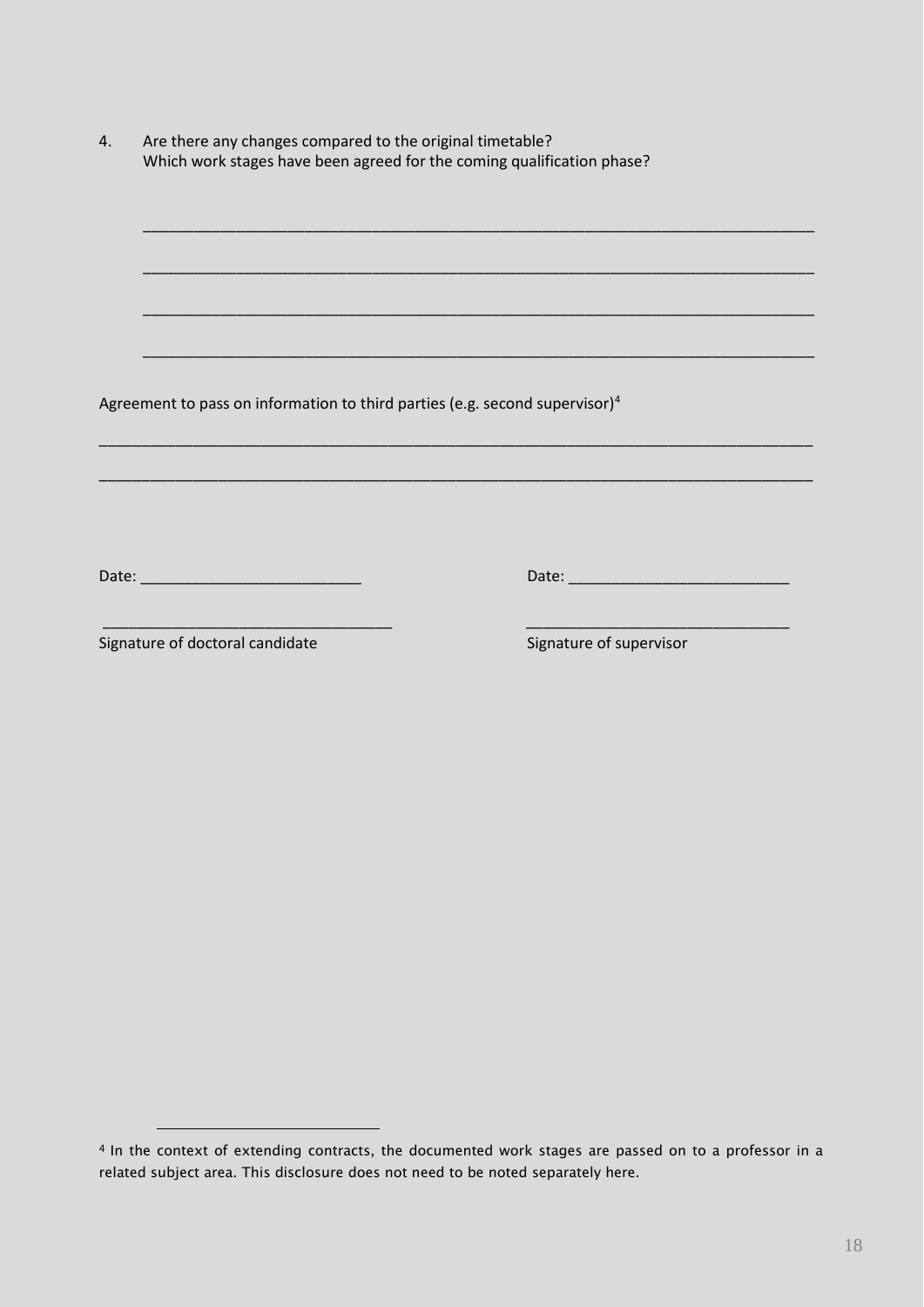4. Are there any changes compared to the original timetable?
   Which work stages have been agreed for the coming qualification phase?

   ________________________________________________________________________________

   ________________________________________________________________________________

   ________________________________________________________________________________

   ________________________________________________________________________________

Agreement to pass on information to third parties (e.g. second supervisor)[4]

________________________________________________________________________________

________________________________________________________________________________

Date: _________________________ Date: _________________________

_________________________________ _______________________________

Signature of doctoral candidate Signature of supervisor

[4] In the context of extending contracts, the documented work stages are passed on to a professor in a related subject area. This disclosure does not need to be noted separately here.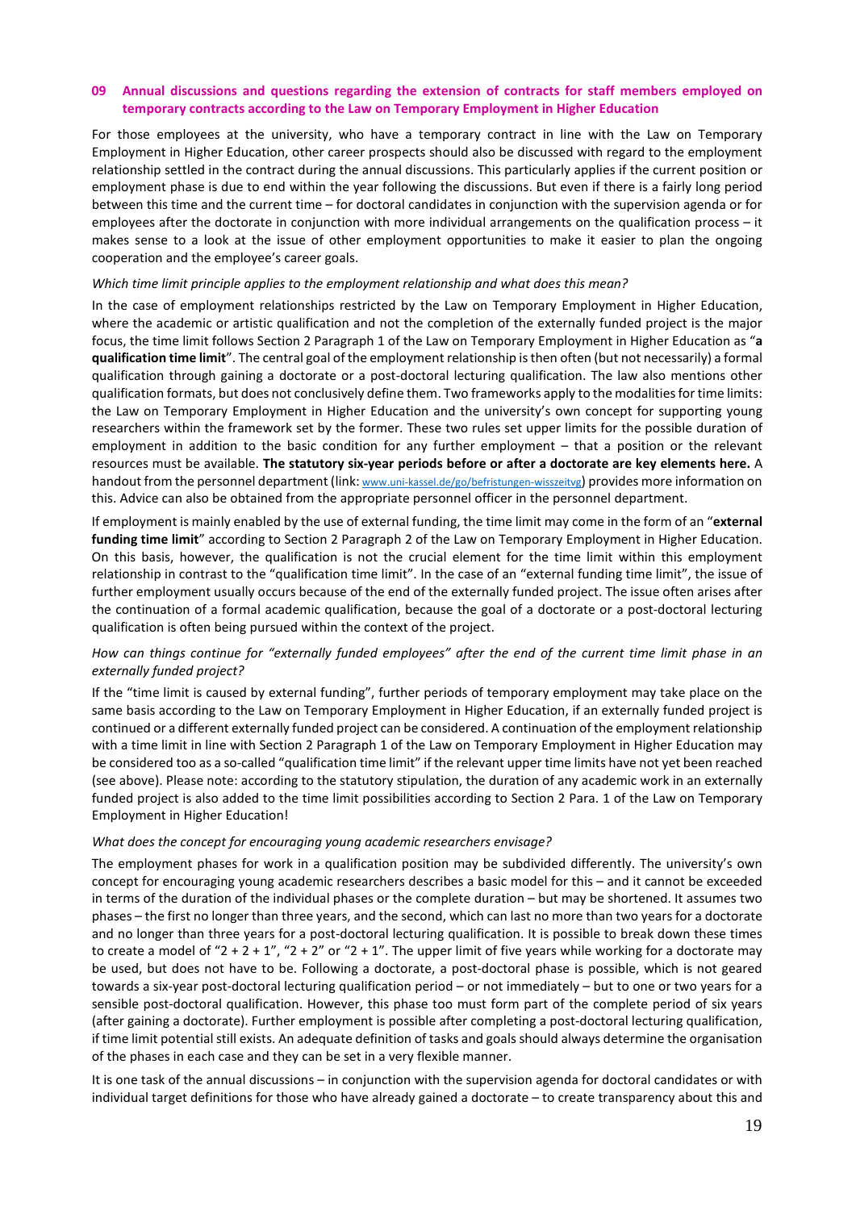## 09 Annual discussions and questions regarding the extension of contracts for staff members employed on temporary contracts according to the Law on Temporary Employment in Higher Education

For those employees at the university, who have a temporary contract in line with the Law on Temporary Employment in Higher Education, other career prospects should also be discussed with regard to the employment relationship settled in the contract during the annual discussions. This particularly applies if the current position or employment phase is due to end within the year following the discussions. But even if there is a fairly long period between this time and the current time – for doctoral candidates in conjunction with the supervision agenda or for employees after the doctorate in conjunction with more individual arrangements on the qualification process – it makes sense to a look at the issue of other employment opportunities to make it easier to plan the ongoing cooperation and the employee's career goals.

*Which time limit principle applies to the employment relationship and what does this mean?*

In the case of employment relationships restricted by the Law on Temporary Employment in Higher Education, where the academic or artistic qualification and not the completion of the externally funded project is the major focus, the time limit follows Section 2 Paragraph 1 of the Law on Temporary Employment in Higher Education as "**a qualification time limit**". The central goal of the employment relationship is then often (but not necessarily) a formal qualification through gaining a doctorate or a post-doctoral lecturing qualification. The law also mentions other qualification formats, but does not conclusively define them. Two frameworks apply to the modalities for time limits: the Law on Temporary Employment in Higher Education and the university's own concept for supporting young researchers within the framework set by the former. These two rules set upper limits for the possible duration of employment in addition to the basic condition for any further employment – that a position or the relevant resources must be available. **The statutory six-year periods before or after a doctorate are key elements here.** A handout from the personnel department (link: www.uni-kassel.de/go/befristungen-wisszeitvg) provides more information on this. Advice can also be obtained from the appropriate personnel officer in the personnel department.

If employment is mainly enabled by the use of external funding, the time limit may come in the form of an "**external funding time limit**" according to Section 2 Paragraph 2 of the Law on Temporary Employment in Higher Education. On this basis, however, the qualification is not the crucial element for the time limit within this employment relationship in contrast to the "qualification time limit". In the case of an "external funding time limit", the issue of further employment usually occurs because of the end of the externally funded project. The issue often arises after the continuation of a formal academic qualification, because the goal of a doctorate or a post-doctoral lecturing qualification is often being pursued within the context of the project.

*How can things continue for "externally funded employees" after the end of the current time limit phase in an externally funded project?*

If the "time limit is caused by external funding", further periods of temporary employment may take place on the same basis according to the Law on Temporary Employment in Higher Education, if an externally funded project is continued or a different externally funded project can be considered. A continuation of the employment relationship with a time limit in line with Section 2 Paragraph 1 of the Law on Temporary Employment in Higher Education may be considered too as a so-called "qualification time limit" if the relevant upper time limits have not yet been reached (see above). Please note: according to the statutory stipulation, the duration of any academic work in an externally funded project is also added to the time limit possibilities according to Section 2 Para. 1 of the Law on Temporary Employment in Higher Education!

*What does the concept for encouraging young academic researchers envisage?*

The employment phases for work in a qualification position may be subdivided differently. The university's own concept for encouraging young academic researchers describes a basic model for this – and it cannot be exceeded in terms of the duration of the individual phases or the complete duration – but may be shortened. It assumes two phases – the first no longer than three years, and the second, which can last no more than two years for a doctorate and no longer than three years for a post-doctoral lecturing qualification. It is possible to break down these times to create a model of "2 + 2 + 1", "2 + 2" or "2 + 1". The upper limit of five years while working for a doctorate may be used, but does not have to be. Following a doctorate, a post-doctoral phase is possible, which is not geared towards a six-year post-doctoral lecturing qualification period – or not immediately – but to one or two years for a sensible post-doctoral qualification. However, this phase too must form part of the complete period of six years (after gaining a doctorate). Further employment is possible after completing a post-doctoral lecturing qualification, if time limit potential still exists. An adequate definition of tasks and goals should always determine the organisation of the phases in each case and they can be set in a very flexible manner.

It is one task of the annual discussions – in conjunction with the supervision agenda for doctoral candidates or with individual target definitions for those who have already gained a doctorate – to create transparency about this and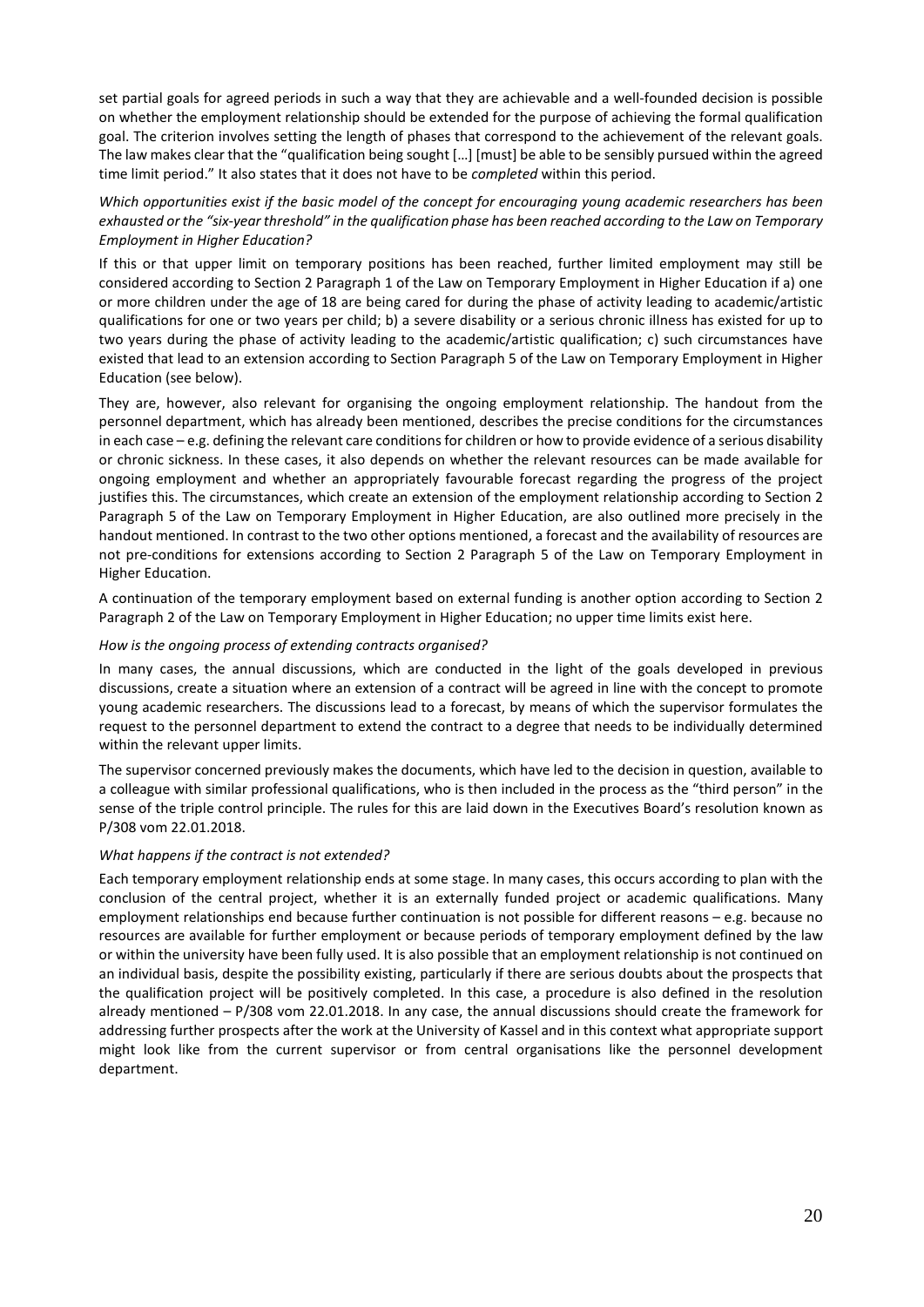set partial goals for agreed periods in such a way that they are achievable and a well-founded decision is possible on whether the employment relationship should be extended for the purpose of achieving the formal qualification goal. The criterion involves setting the length of phases that correspond to the achievement of the relevant goals. The law makes clear that the "qualification being sought […] [must] be able to be sensibly pursued within the agreed time limit period." It also states that it does not have to be *completed* within this period.

*Which opportunities exist if the basic model of the concept for encouraging young academic researchers has been exhausted or the "six-year threshold" in the qualification phase has been reached according to the Law on Temporary Employment in Higher Education?*

If this or that upper limit on temporary positions has been reached, further limited employment may still be considered according to Section 2 Paragraph 1 of the Law on Temporary Employment in Higher Education if a) one or more children under the age of 18 are being cared for during the phase of activity leading to academic/artistic qualifications for one or two years per child; b) a severe disability or a serious chronic illness has existed for up to two years during the phase of activity leading to the academic/artistic qualification; c) such circumstances have existed that lead to an extension according to Section Paragraph 5 of the Law on Temporary Employment in Higher Education (see below).

They are, however, also relevant for organising the ongoing employment relationship. The handout from the personnel department, which has already been mentioned, describes the precise conditions for the circumstances in each case – e.g. defining the relevant care conditions for children or how to provide evidence of a serious disability or chronic sickness. In these cases, it also depends on whether the relevant resources can be made available for ongoing employment and whether an appropriately favourable forecast regarding the progress of the project justifies this. The circumstances, which create an extension of the employment relationship according to Section 2 Paragraph 5 of the Law on Temporary Employment in Higher Education, are also outlined more precisely in the handout mentioned. In contrast to the two other options mentioned, a forecast and the availability of resources are not pre-conditions for extensions according to Section 2 Paragraph 5 of the Law on Temporary Employment in Higher Education.

A continuation of the temporary employment based on external funding is another option according to Section 2 Paragraph 2 of the Law on Temporary Employment in Higher Education; no upper time limits exist here.

*How is the ongoing process of extending contracts organised?*

In many cases, the annual discussions, which are conducted in the light of the goals developed in previous discussions, create a situation where an extension of a contract will be agreed in line with the concept to promote young academic researchers. The discussions lead to a forecast, by means of which the supervisor formulates the request to the personnel department to extend the contract to a degree that needs to be individually determined within the relevant upper limits.

The supervisor concerned previously makes the documents, which have led to the decision in question, available to a colleague with similar professional qualifications, who is then included in the process as the "third person" in the sense of the triple control principle. The rules for this are laid down in the Executives Board's resolution known as P/308 vom 22.01.2018.

*What happens if the contract is not extended?*

Each temporary employment relationship ends at some stage. In many cases, this occurs according to plan with the conclusion of the central project, whether it is an externally funded project or academic qualifications. Many employment relationships end because further continuation is not possible for different reasons – e.g. because no resources are available for further employment or because periods of temporary employment defined by the law or within the university have been fully used. It is also possible that an employment relationship is not continued on an individual basis, despite the possibility existing, particularly if there are serious doubts about the prospects that the qualification project will be positively completed. In this case, a procedure is also defined in the resolution already mentioned – P/308 vom 22.01.2018. In any case, the annual discussions should create the framework for addressing further prospects after the work at the University of Kassel and in this context what appropriate support might look like from the current supervisor or from central organisations like the personnel development department.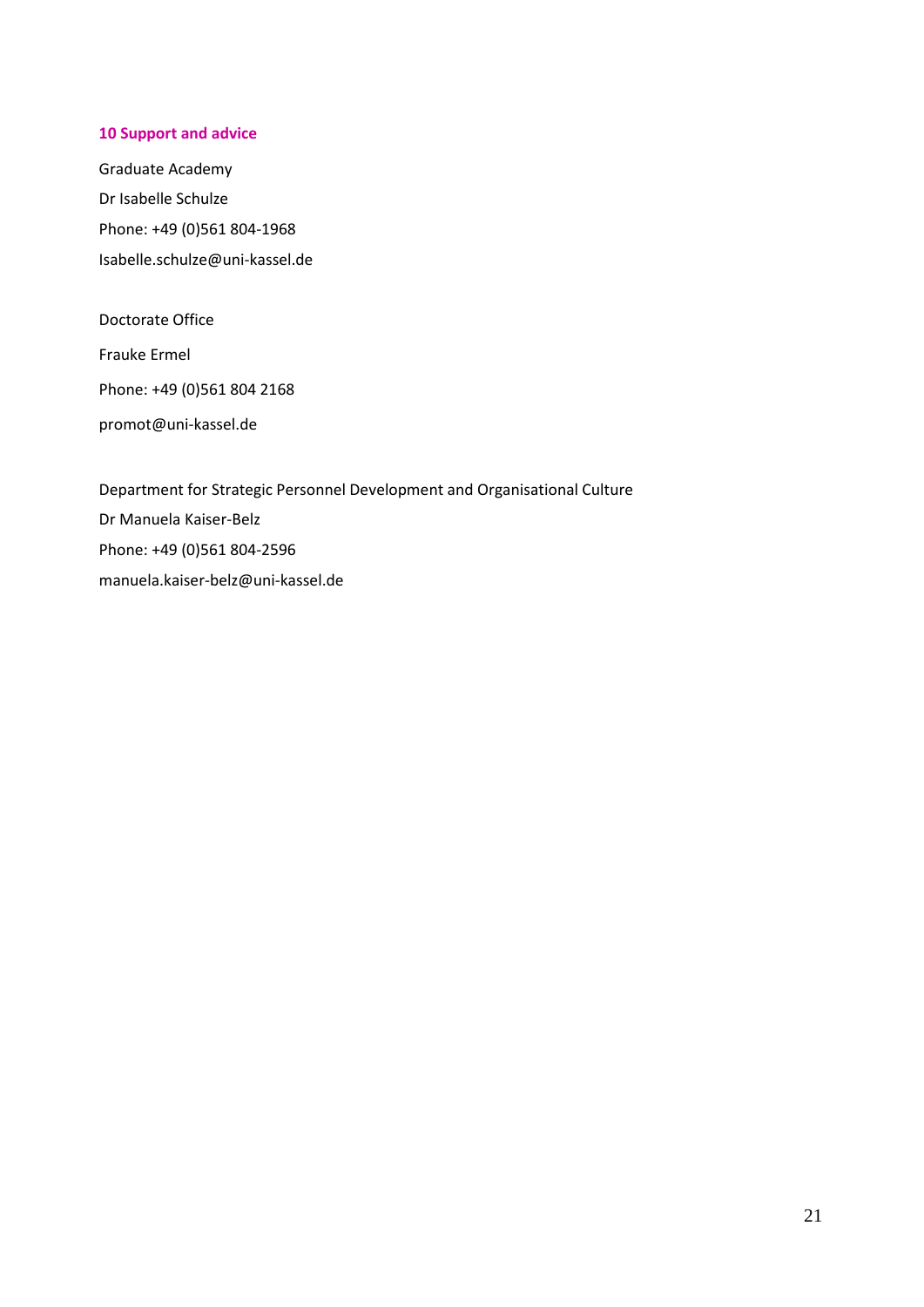## 10 Support and advice

Graduate Academy

Dr Isabelle Schulze

Phone: +49 (0)561 804-1968

Isabelle.schulze@uni-kassel.de

Doctorate Office

Frauke Ermel

Phone: +49 (0)561 804 2168

promot@uni-kassel.de

Department for Strategic Personnel Development and Organisational Culture

Dr Manuela Kaiser-Belz

Phone: +49 (0)561 804-2596

manuela.kaiser-belz@uni-kassel.de